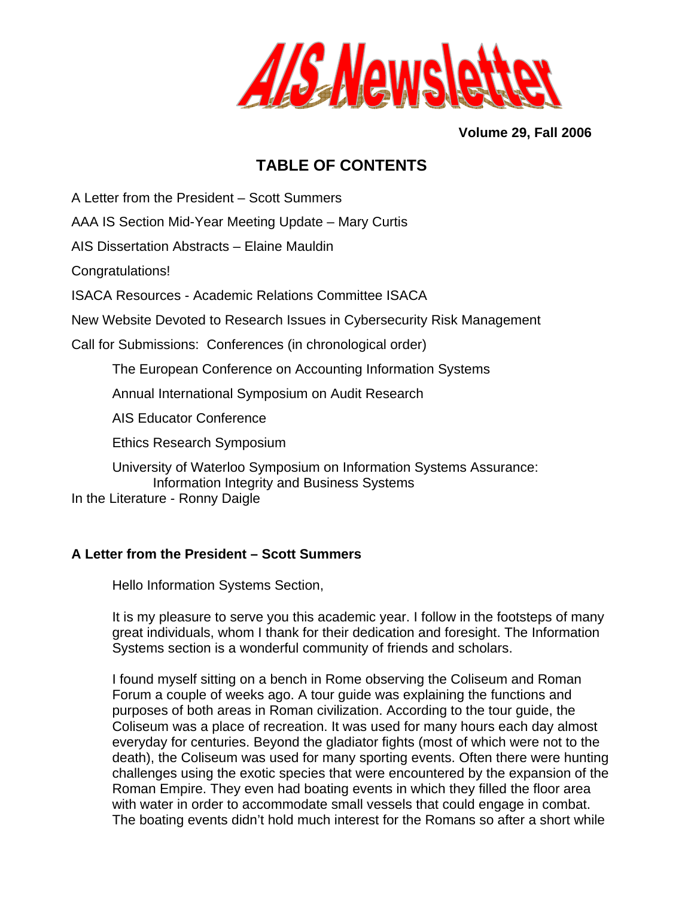# AIS Newsletter

**Volume 29, Fall 2006**

## TABLE OF CONTENTS

A Letter from the President – Scott Summers

AAA IS Section Mid-Year Meeting Update – Mary Curtis

AIS Dissertation Abstracts – Elaine Mauldin

Congratulations!

ISACA Resources - Academic Relations Committee ISACA

New Website Devoted to Research Issues in Cybersecurity Risk Management

Call for Submissions: Conferences (in chronological order)

- The European Conference on Accounting Information Systems
- Annual International Symposium on Audit Research
- AIS Educator Conference
- Ethics Research Symposium
- University of Waterloo Symposium on Information Systems Assurance: Information Integrity and Business Systems

In the Literature - Ronny Daigle

### A Letter from the President – Scott Summers

Hello Information Systems Section,

It is my pleasure to serve you this academic year. I follow in the footsteps of many great individuals, whom I thank for their dedication and foresight. The Information Systems section is a wonderful community of friends and scholars.

I found myself sitting on a bench in Rome observing the Coliseum and Roman Forum a couple of weeks ago. A tour guide was explaining the functions and purposes of both areas in Roman civilization. According to the tour guide, the Coliseum was a place of recreation. It was used for many hours each day almost everyday for centuries. Beyond the gladiator fights (most of which were not to the death), the Coliseum was used for many sporting events. Often there were hunting challenges using the exotic species that were encountered by the expansion of the Roman Empire. They even had boating events in which they filled the floor area with water in order to accommodate small vessels that could engage in combat. The boating events didn't hold much interest for the Romans so after a short while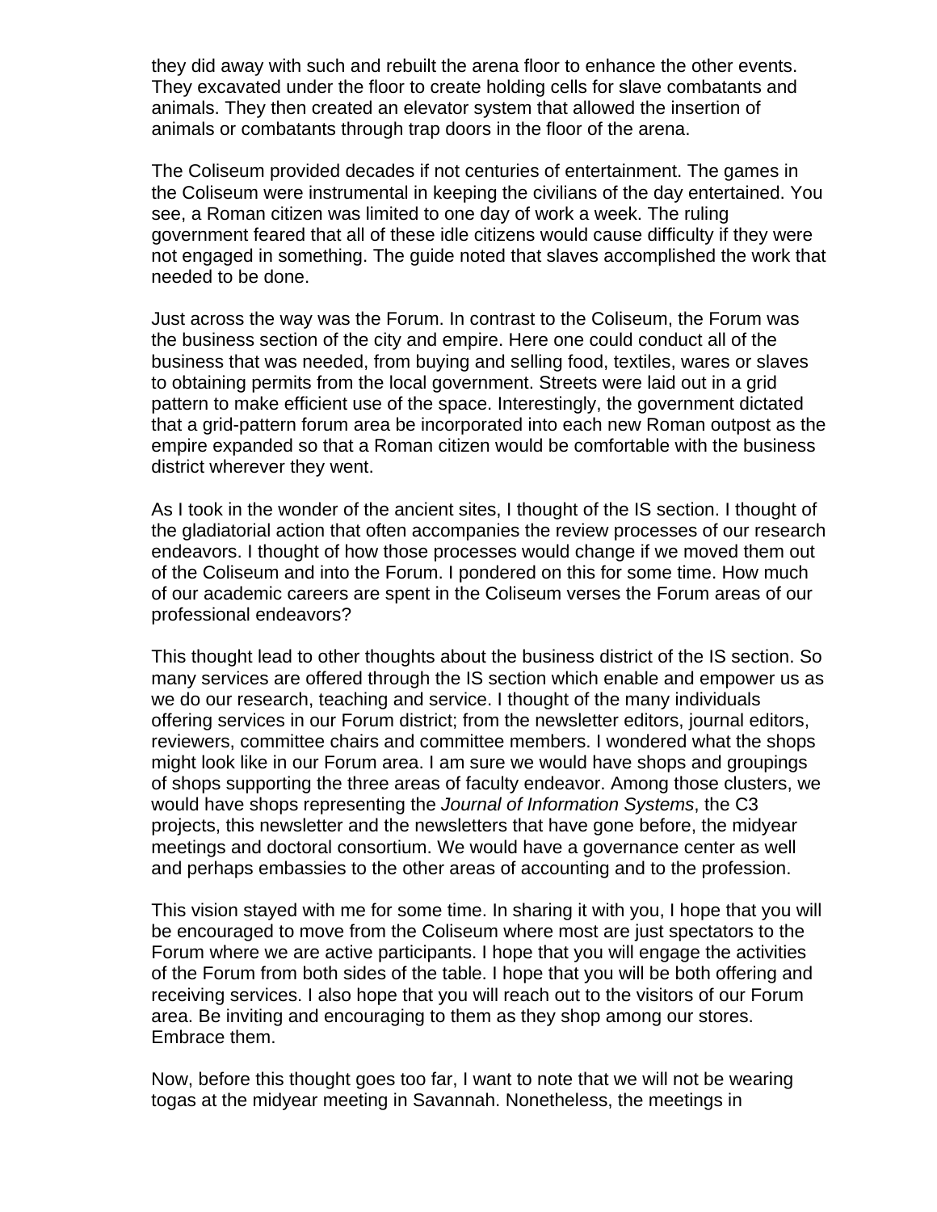they did away with such and rebuilt the arena floor to enhance the other events. They excavated under the floor to create holding cells for slave combatants and animals. They then created an elevator system that allowed the insertion of animals or combatants through trap doors in the floor of the arena.

The Coliseum provided decades if not centuries of entertainment. The games in the Coliseum were instrumental in keeping the civilians of the day entertained. You see, a Roman citizen was limited to one day of work a week. The ruling government feared that all of these idle citizens would cause difficulty if they were not engaged in something. The guide noted that slaves accomplished the work that needed to be done.

Just across the way was the Forum. In contrast to the Coliseum, the Forum was the business section of the city and empire. Here one could conduct all of the business that was needed, from buying and selling food, textiles, wares or slaves to obtaining permits from the local government. Streets were laid out in a grid pattern to make efficient use of the space. Interestingly, the government dictated that a grid-pattern forum area be incorporated into each new Roman outpost as the empire expanded so that a Roman citizen would be comfortable with the business district wherever they went.

As I took in the wonder of the ancient sites, I thought of the IS section. I thought of the gladiatorial action that often accompanies the review processes of our research endeavors. I thought of how those processes would change if we moved them out of the Coliseum and into the Forum. I pondered on this for some time. How much of our academic careers are spent in the Coliseum verses the Forum areas of our professional endeavors?

This thought lead to other thoughts about the business district of the IS section. So many services are offered through the IS section which enable and empower us as we do our research, teaching and service. I thought of the many individuals offering services in our Forum district; from the newsletter editors, journal editors, reviewers, committee chairs and committee members. I wondered what the shops might look like in our Forum area. I am sure we would have shops and groupings of shops supporting the three areas of faculty endeavor. Among those clusters, we would have shops representing the *Journal of Information Systems*, the C3 projects, this newsletter and the newsletters that have gone before, the midyear meetings and doctoral consortium. We would have a governance center as well and perhaps embassies to the other areas of accounting and to the profession.

This vision stayed with me for some time. In sharing it with you, I hope that you will be encouraged to move from the Coliseum where most are just spectators to the Forum where we are active participants. I hope that you will engage the activities of the Forum from both sides of the table. I hope that you will be both offering and receiving services. I also hope that you will reach out to the visitors of our Forum area. Be inviting and encouraging to them as they shop among our stores. Embrace them.

Now, before this thought goes too far, I want to note that we will not be wearing togas at the midyear meeting in Savannah. Nonetheless, the meetings in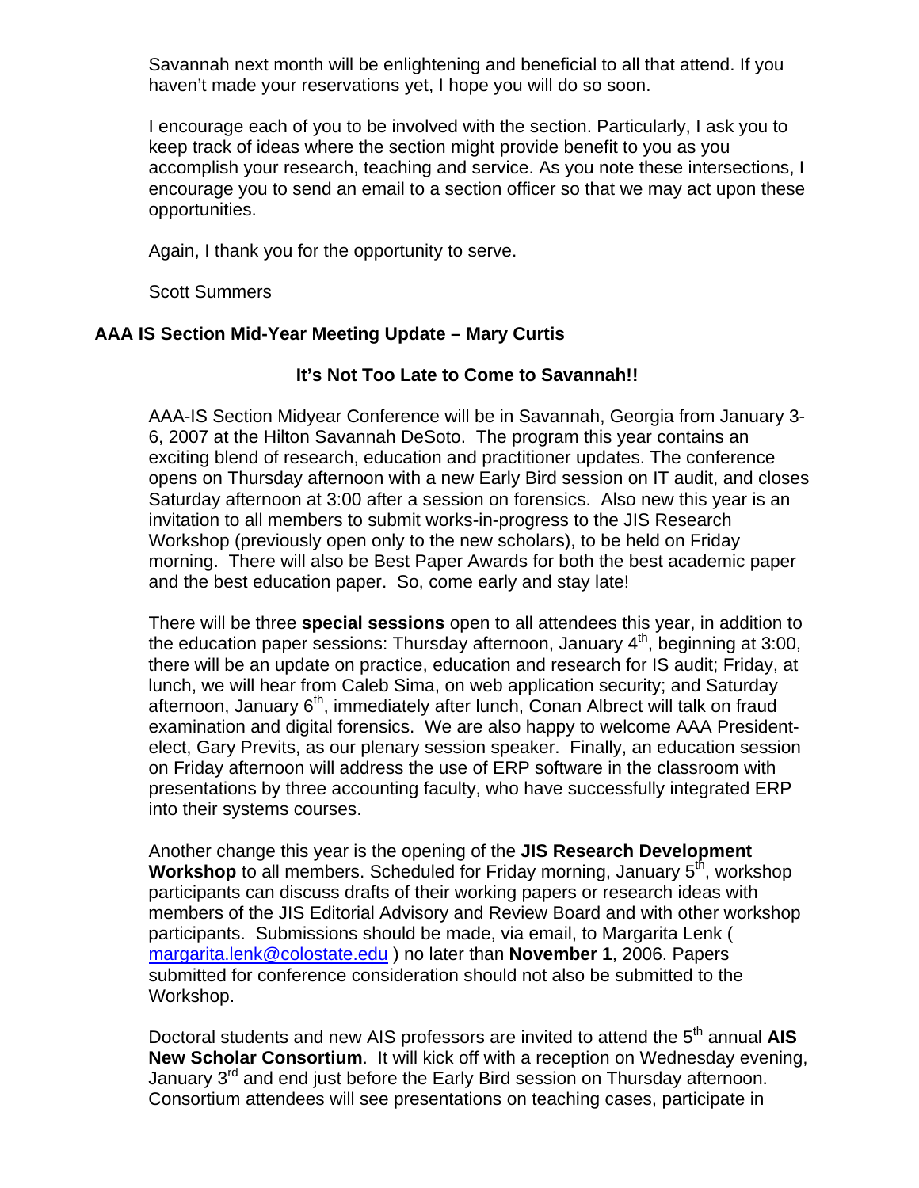Savannah next month will be enlightening and beneficial to all that attend. If you haven't made your reservations yet, I hope you will do so soon.

I encourage each of you to be involved with the section. Particularly, I ask you to keep track of ideas where the section might provide benefit to you as you accomplish your research, teaching and service. As you note these intersections, I encourage you to send an email to a section officer so that we may act upon these opportunities.

Again, I thank you for the opportunity to serve.

Scott Summers

## AAA IS Section Mid-Year Meeting Update – Mary Curtis

### It's Not Too Late to Come to Savannah!!

AAA-IS Section Midyear Conference will be in Savannah, Georgia from January 3-6, 2007 at the Hilton Savannah DeSoto. The program this year contains an exciting blend of research, education and practitioner updates. The conference opens on Thursday afternoon with a new Early Bird session on IT audit, and closes Saturday afternoon at 3:00 after a session on forensics. Also new this year is an invitation to all members to submit works-in-progress to the JIS Research Workshop (previously open only to the new scholars), to be held on Friday morning. There will also be Best Paper Awards for both the best academic paper and the best education paper. So, come early and stay late!

There will be three **special sessions** open to all attendees this year, in addition to the education paper sessions: Thursday afternoon, January 4th, beginning at 3:00, there will be an update on practice, education and research for IS audit; Friday, at lunch, we will hear from Caleb Sima, on web application security; and Saturday afternoon, January 6th, immediately after lunch, Conan Albrect will talk on fraud examination and digital forensics. We are also happy to welcome AAA President-elect, Gary Previts, as our plenary session speaker. Finally, an education session on Friday afternoon will address the use of ERP software in the classroom with presentations by three accounting faculty, who have successfully integrated ERP into their systems courses.

Another change this year is the opening of the **JIS Research Development Workshop** to all members. Scheduled for Friday morning, January 5th, workshop participants can discuss drafts of their working papers or research ideas with members of the JIS Editorial Advisory and Review Board and with other workshop participants. Submissions should be made, via email, to Margarita Lenk ( margarita.lenk@colostate.edu ) no later than **November 1**, 2006. Papers submitted for conference consideration should not also be submitted to the Workshop.

Doctoral students and new AIS professors are invited to attend the 5th annual **AIS New Scholar Consortium**. It will kick off with a reception on Wednesday evening, January 3rd and end just before the Early Bird session on Thursday afternoon. Consortium attendees will see presentations on teaching cases, participate in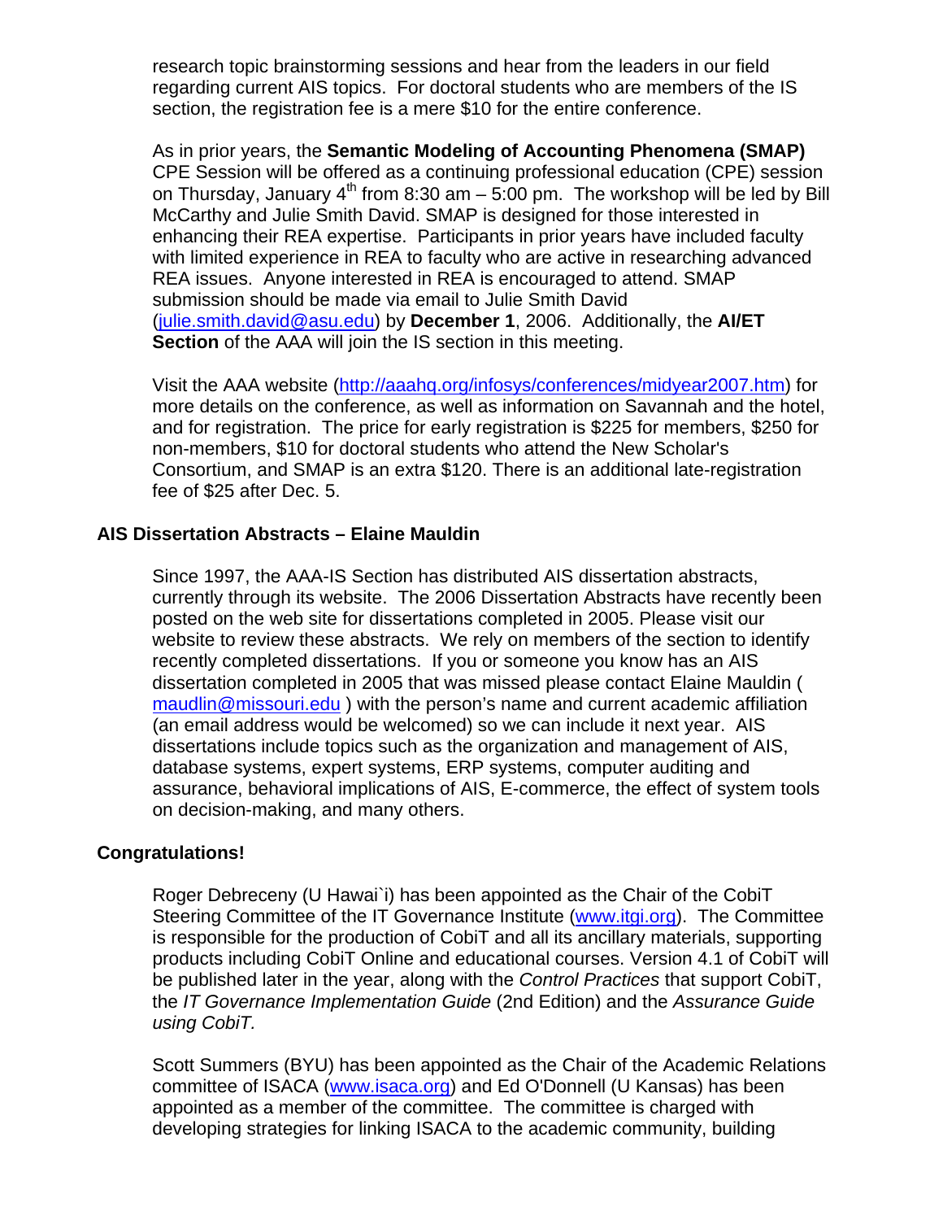research topic brainstorming sessions and hear from the leaders in our field regarding current AIS topics. For doctoral students who are members of the IS section, the registration fee is a mere $10 for the entire conference.

As in prior years, the **Semantic Modeling of Accounting Phenomena (SMAP)** CPE Session will be offered as a continuing professional education (CPE) session on Thursday, January 4th from 8:30 am – 5:00 pm. The workshop will be led by Bill McCarthy and Julie Smith David. SMAP is designed for those interested in enhancing their REA expertise. Participants in prior years have included faculty with limited experience in REA to faculty who are active in researching advanced REA issues. Anyone interested in REA is encouraged to attend. SMAP submission should be made via email to Julie Smith David (julie.smith.david@asu.edu) by **December 1**, 2006. Additionally, the **AI/ET Section** of the AAA will join the IS section in this meeting.

Visit the AAA website (http://aaahq.org/infosys/conferences/midyear2007.htm) for more details on the conference, as well as information on Savannah and the hotel, and for registration. The price for early registration is $225 for members, $250 for non-members, $10 for doctoral students who attend the New Scholar's Consortium, and SMAP is an extra $120. There is an additional late-registration fee of $25 after Dec. 5.

### AIS Dissertation Abstracts – Elaine Mauldin

Since 1997, the AAA-IS Section has distributed AIS dissertation abstracts, currently through its website. The 2006 Dissertation Abstracts have recently been posted on the web site for dissertations completed in 2005. Please visit our website to review these abstracts. We rely on members of the section to identify recently completed dissertations. If you or someone you know has an AIS dissertation completed in 2005 that was missed please contact Elaine Mauldin ( maudlin@missouri.edu ) with the person's name and current academic affiliation (an email address would be welcomed) so we can include it next year. AIS dissertations include topics such as the organization and management of AIS, database systems, expert systems, ERP systems, computer auditing and assurance, behavioral implications of AIS, E-commerce, the effect of system tools on decision-making, and many others.

### Congratulations!

Roger Debreceny (U Hawai`i) has been appointed as the Chair of the CobiT Steering Committee of the IT Governance Institute (www.itgi.org). The Committee is responsible for the production of CobiT and all its ancillary materials, supporting products including CobiT Online and educational courses. Version 4.1 of CobiT will be published later in the year, along with the *Control Practices* that support CobiT, the *IT Governance Implementation Guide* (2nd Edition) and the *Assurance Guide using CobiT.*

Scott Summers (BYU) has been appointed as the Chair of the Academic Relations committee of ISACA (www.isaca.org) and Ed O'Donnell (U Kansas) has been appointed as a member of the committee. The committee is charged with developing strategies for linking ISACA to the academic community, building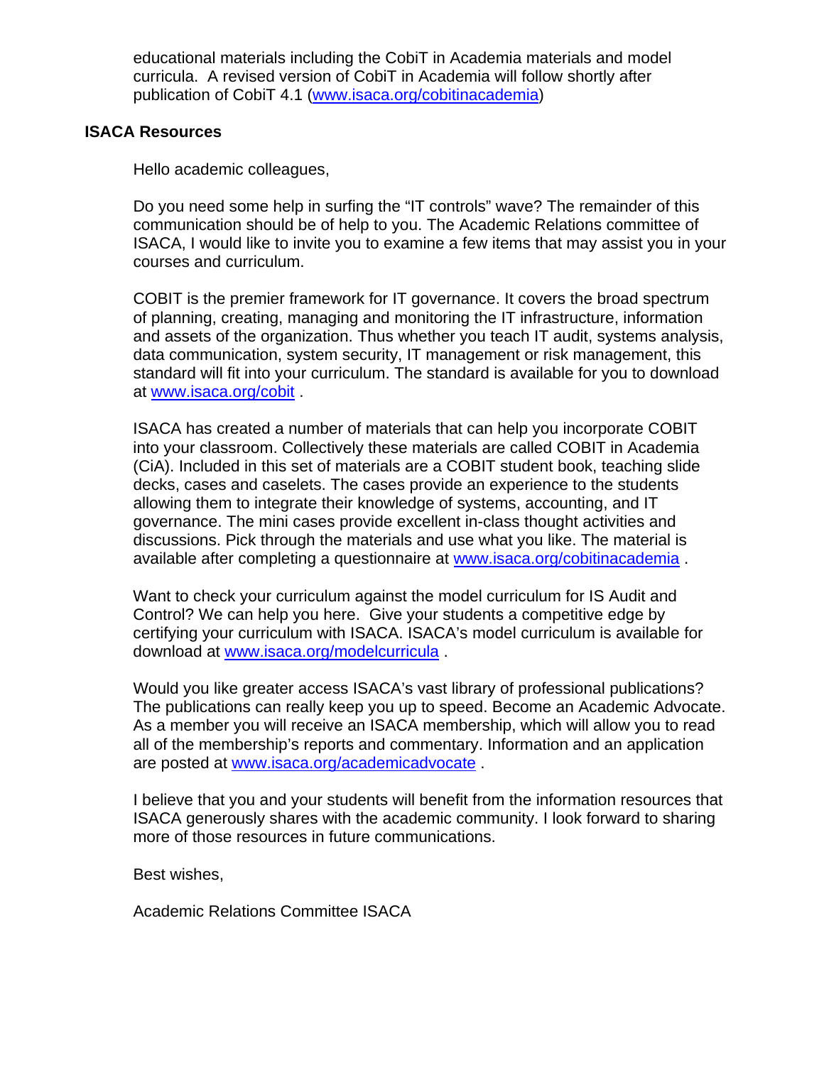educational materials including the CobiT in Academia materials and model curricula. A revised version of CobiT in Academia will follow shortly after publication of CobiT 4.1 (www.isaca.org/cobitinacademia)

**ISACA Resources**

Hello academic colleagues,

Do you need some help in surfing the "IT controls" wave? The remainder of this communication should be of help to you. The Academic Relations committee of ISACA, I would like to invite you to examine a few items that may assist you in your courses and curriculum.

COBIT is the premier framework for IT governance. It covers the broad spectrum of planning, creating, managing and monitoring the IT infrastructure, information and assets of the organization. Thus whether you teach IT audit, systems analysis, data communication, system security, IT management or risk management, this standard will fit into your curriculum. The standard is available for you to download at www.isaca.org/cobit .

ISACA has created a number of materials that can help you incorporate COBIT into your classroom. Collectively these materials are called COBIT in Academia (CiA). Included in this set of materials are a COBIT student book, teaching slide decks, cases and caselets. The cases provide an experience to the students allowing them to integrate their knowledge of systems, accounting, and IT governance. The mini cases provide excellent in-class thought activities and discussions. Pick through the materials and use what you like. The material is available after completing a questionnaire at www.isaca.org/cobitinacademia .

Want to check your curriculum against the model curriculum for IS Audit and Control? We can help you here. Give your students a competitive edge by certifying your curriculum with ISACA. ISACA's model curriculum is available for download at www.isaca.org/modelcurricula .

Would you like greater access ISACA's vast library of professional publications? The publications can really keep you up to speed. Become an Academic Advocate. As a member you will receive an ISACA membership, which will allow you to read all of the membership's reports and commentary. Information and an application are posted at www.isaca.org/academicadvocate .

I believe that you and your students will benefit from the information resources that ISACA generously shares with the academic community. I look forward to sharing more of those resources in future communications.

Best wishes,

Academic Relations Committee ISACA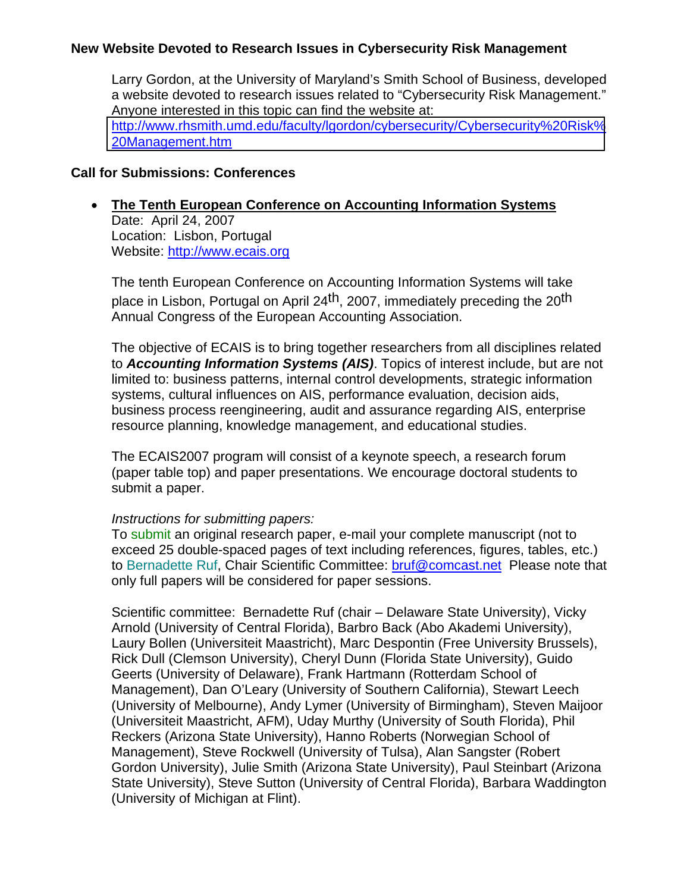### New Website Devoted to Research Issues in Cybersecurity Risk Management

Larry Gordon, at the University of Maryland's Smith School of Business, developed a website devoted to research issues related to "Cybersecurity Risk Management." Anyone interested in this topic can find the website at: http://www.rhsmith.umd.edu/faculty/lgordon/cybersecurity/Cybersecurity%20Risk%20Management.htm

### Call for Submissions: Conferences

- **The Tenth European Conference on Accounting Information Systems**
  Date: April 24, 2007
  Location: Lisbon, Portugal
  Website: http://www.ecais.org

  The tenth European Conference on Accounting Information Systems will take place in Lisbon, Portugal on April 24th, 2007, immediately preceding the 20th Annual Congress of the European Accounting Association.

  The objective of ECAIS is to bring together researchers from all disciplines related to ***Accounting Information Systems (AIS)***. Topics of interest include, but are not limited to: business patterns, internal control developments, strategic information systems, cultural influences on AIS, performance evaluation, decision aids, business process reengineering, audit and assurance regarding AIS, enterprise resource planning, knowledge management, and educational studies.

  The ECAIS2007 program will consist of a keynote speech, a research forum (paper table top) and paper presentations. We encourage doctoral students to submit a paper.

  *Instructions for submitting papers:*
  To submit an original research paper, e-mail your complete manuscript (not to exceed 25 double-spaced pages of text including references, figures, tables, etc.) to Bernadette Ruf, Chair Scientific Committee: bruf@comcast.net Please note that only full papers will be considered for paper sessions.

  Scientific committee: Bernadette Ruf (chair – Delaware State University), Vicky Arnold (University of Central Florida), Barbro Back (Abo Akademi University), Laury Bollen (Universiteit Maastricht), Marc Despontin (Free University Brussels), Rick Dull (Clemson University), Cheryl Dunn (Florida State University), Guido Geerts (University of Delaware), Frank Hartmann (Rotterdam School of Management), Dan O'Leary (University of Southern California), Stewart Leech (University of Melbourne), Andy Lymer (University of Birmingham), Steven Maijoor (Universiteit Maastricht, AFM), Uday Murthy (University of South Florida), Phil Reckers (Arizona State University), Hanno Roberts (Norwegian School of Management), Steve Rockwell (University of Tulsa), Alan Sangster (Robert Gordon University), Julie Smith (Arizona State University), Paul Steinbart (Arizona State University), Steve Sutton (University of Central Florida), Barbara Waddington (University of Michigan at Flint).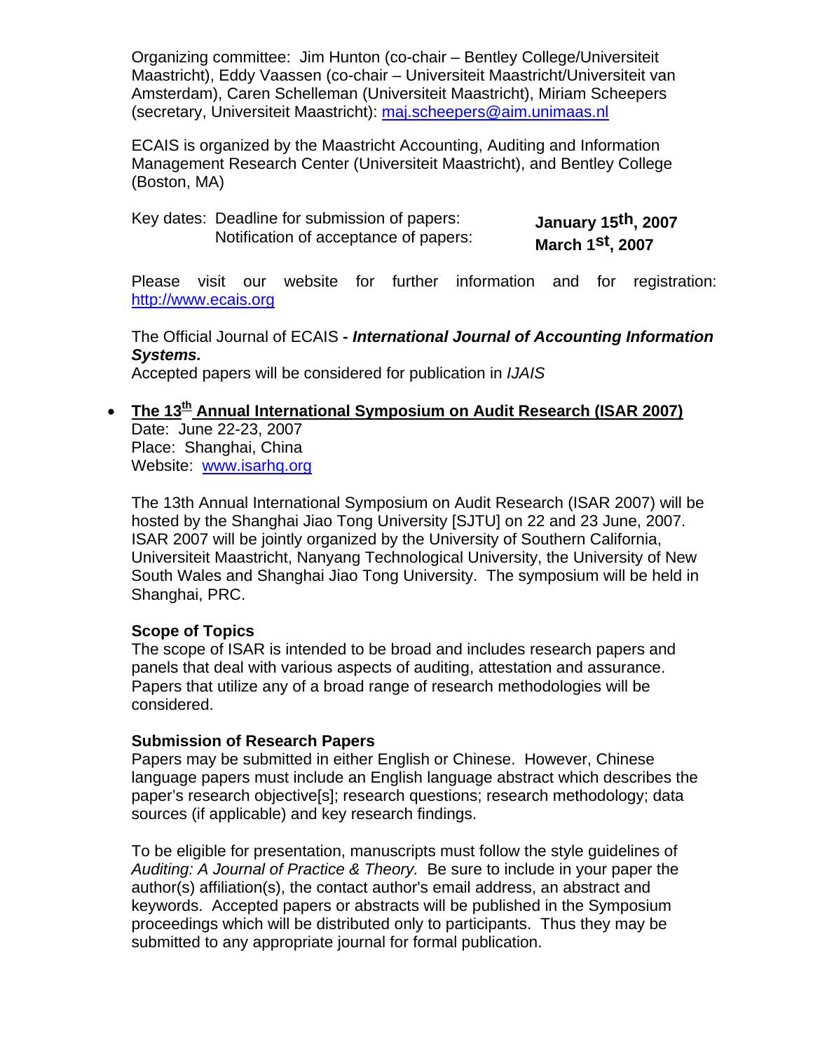Organizing committee: Jim Hunton (co-chair – Bentley College/Universiteit Maastricht), Eddy Vaassen (co-chair – Universiteit Maastricht/Universiteit van Amsterdam), Caren Schelleman (Universiteit Maastricht), Miriam Scheepers (secretary, Universiteit Maastricht): maj.scheepers@aim.unimaas.nl

ECAIS is organized by the Maastricht Accounting, Auditing and Information Management Research Center (Universiteit Maastricht), and Bentley College (Boston, MA)

Key dates: Deadline for submission of papers: **January 15th, 2007**
Notification of acceptance of papers: **March 1st, 2007**

Please visit our website for further information and for registration: http://www.ecais.org

The Official Journal of ECAIS **- *International Journal of Accounting Information Systems.***
Accepted papers will be considered for publication in *IJAIS*

- **The 13th Annual International Symposium on Audit Research (ISAR 2007)**
  Date: June 22-23, 2007
  Place: Shanghai, China
  Website: www.isarhq.org

  The 13th Annual International Symposium on Audit Research (ISAR 2007) will be hosted by the Shanghai Jiao Tong University [SJTU] on 22 and 23 June, 2007. ISAR 2007 will be jointly organized by the University of Southern California, Universiteit Maastricht, Nanyang Technological University, the University of New South Wales and Shanghai Jiao Tong University. The symposium will be held in Shanghai, PRC.

  **Scope of Topics**
  The scope of ISAR is intended to be broad and includes research papers and panels that deal with various aspects of auditing, attestation and assurance. Papers that utilize any of a broad range of research methodologies will be considered.

  **Submission of Research Papers**
  Papers may be submitted in either English or Chinese. However, Chinese language papers must include an English language abstract which describes the paper's research objective[s]; research questions; research methodology; data sources (if applicable) and key research findings.

  To be eligible for presentation, manuscripts must follow the style guidelines of *Auditing: A Journal of Practice & Theory.* Be sure to include in your paper the author(s) affiliation(s), the contact author's email address, an abstract and keywords. Accepted papers or abstracts will be published in the Symposium proceedings which will be distributed only to participants. Thus they may be submitted to any appropriate journal for formal publication.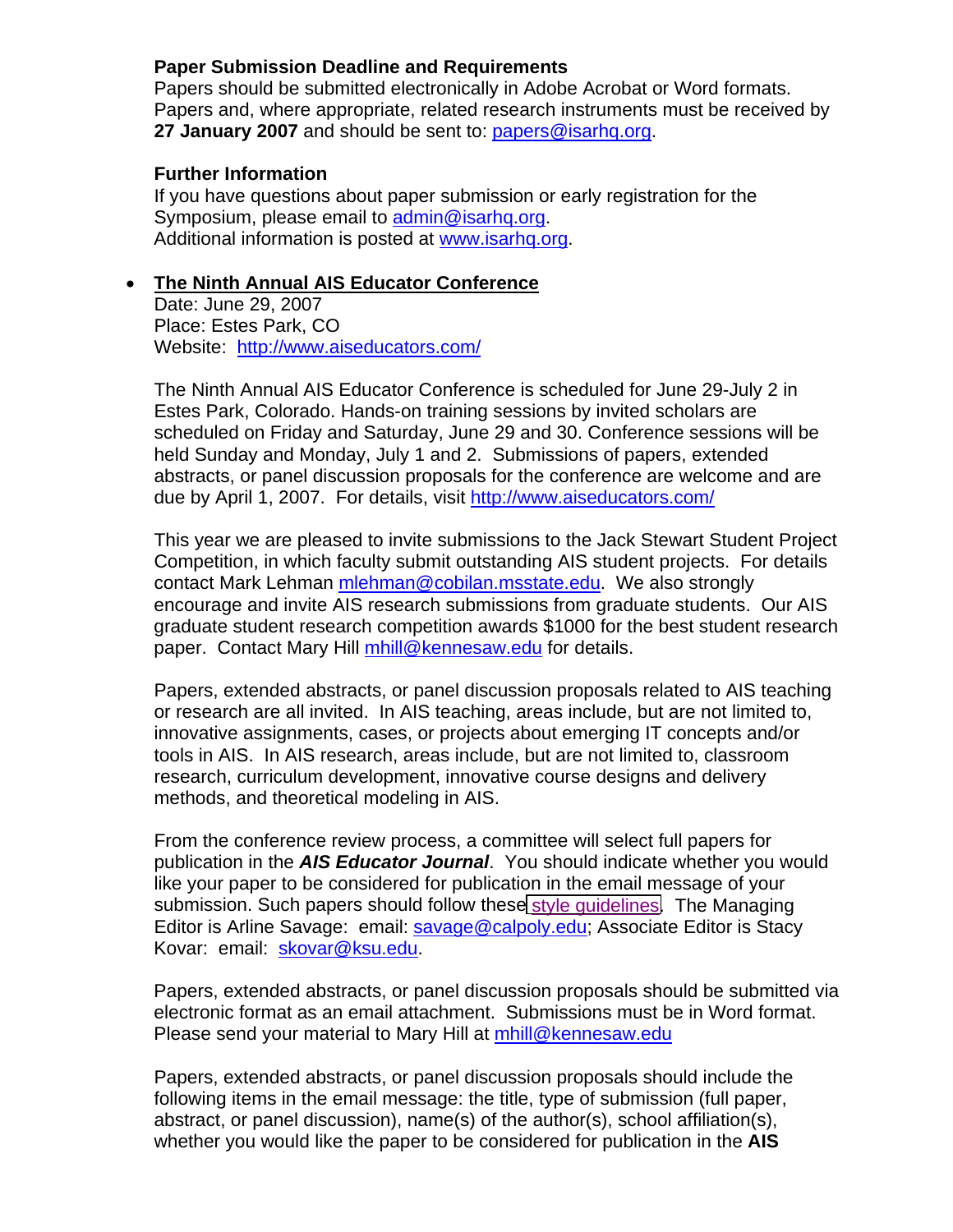**Paper Submission Deadline and Requirements**
Papers should be submitted electronically in Adobe Acrobat or Word formats. Papers and, where appropriate, related research instruments must be received by **27 January 2007** and should be sent to: papers@isarhq.org.

**Further Information**
If you have questions about paper submission or early registration for the Symposium, please email to admin@isarhq.org.
Additional information is posted at www.isarhq.org.

- **The Ninth Annual AIS Educator Conference**
  Date: June 29, 2007
  Place: Estes Park, CO
  Website: http://www.aiseducators.com/

  The Ninth Annual AIS Educator Conference is scheduled for June 29-July 2 in Estes Park, Colorado. Hands-on training sessions by invited scholars are scheduled on Friday and Saturday, June 29 and 30. Conference sessions will be held Sunday and Monday, July 1 and 2. Submissions of papers, extended abstracts, or panel discussion proposals for the conference are welcome and are due by April 1, 2007. For details, visit http://www.aiseducators.com/

  This year we are pleased to invite submissions to the Jack Stewart Student Project Competition, in which faculty submit outstanding AIS student projects. For details contact Mark Lehman mlehman@cobilan.msstate.edu. We also strongly encourage and invite AIS research submissions from graduate students. Our AIS graduate student research competition awards $1000 for the best student research paper. Contact Mary Hill mhill@kennesaw.edu for details.

  Papers, extended abstracts, or panel discussion proposals related to AIS teaching or research are all invited. In AIS teaching, areas include, but are not limited to, innovative assignments, cases, or projects about emerging IT concepts and/or tools in AIS. In AIS research, areas include, but are not limited to, classroom research, curriculum development, innovative course designs and delivery methods, and theoretical modeling in AIS.

  From the conference review process, a committee will select full papers for publication in the ***AIS Educator Journal***. You should indicate whether you would like your paper to be considered for publication in the email message of your submission. Such papers should follow these style guidelines. The Managing Editor is Arline Savage: email: savage@calpoly.edu; Associate Editor is Stacy Kovar: email: skovar@ksu.edu.

  Papers, extended abstracts, or panel discussion proposals should be submitted via electronic format as an email attachment. Submissions must be in Word format. Please send your material to Mary Hill at mhill@kennesaw.edu

  Papers, extended abstracts, or panel discussion proposals should include the following items in the email message: the title, type of submission (full paper, abstract, or panel discussion), name(s) of the author(s), school affiliation(s), whether you would like the paper to be considered for publication in the **AIS**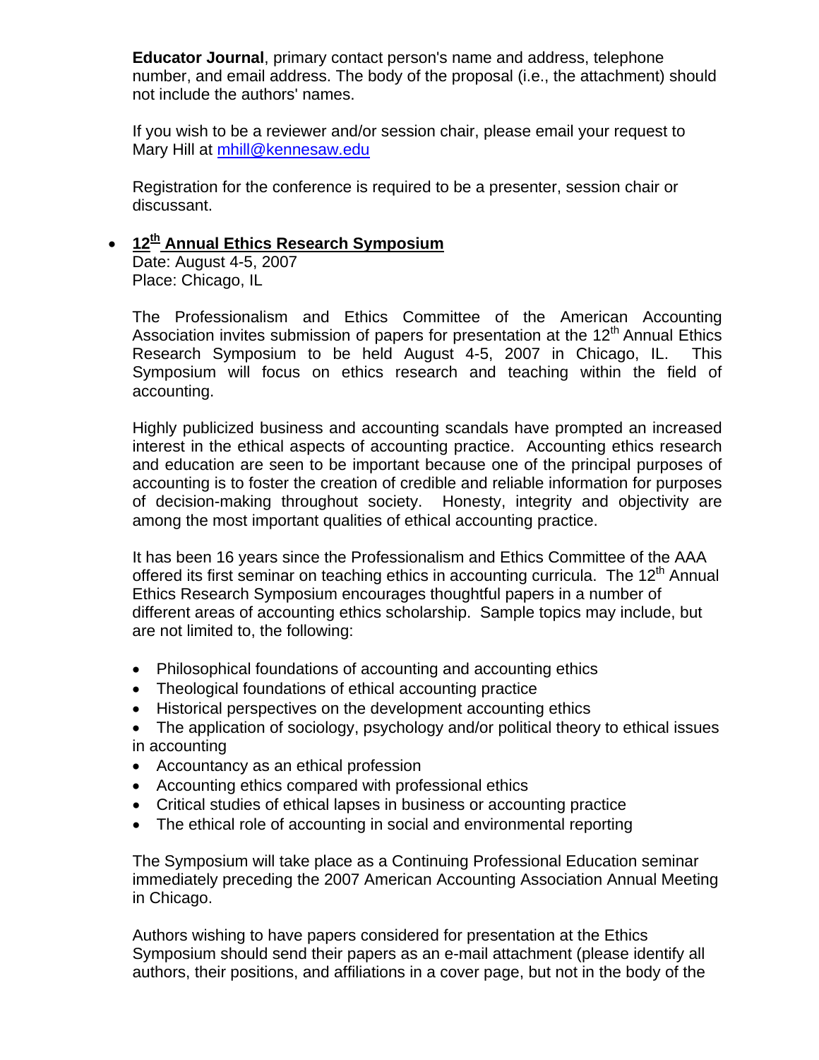**Educator Journal**, primary contact person's name and address, telephone number, and email address. The body of the proposal (i.e., the attachment) should not include the authors' names.

If you wish to be a reviewer and/or session chair, please email your request to Mary Hill at mhill@kennesaw.edu

Registration for the conference is required to be a presenter, session chair or discussant.

- **12th Annual Ethics Research Symposium**

  Date: August 4-5, 2007
  Place: Chicago, IL

  The Professionalism and Ethics Committee of the American Accounting Association invites submission of papers for presentation at the 12th Annual Ethics Research Symposium to be held August 4-5, 2007 in Chicago, IL. This Symposium will focus on ethics research and teaching within the field of accounting.

  Highly publicized business and accounting scandals have prompted an increased interest in the ethical aspects of accounting practice. Accounting ethics research and education are seen to be important because one of the principal purposes of accounting is to foster the creation of credible and reliable information for purposes of decision-making throughout society. Honesty, integrity and objectivity are among the most important qualities of ethical accounting practice.

  It has been 16 years since the Professionalism and Ethics Committee of the AAA offered its first seminar on teaching ethics in accounting curricula. The 12th Annual Ethics Research Symposium encourages thoughtful papers in a number of different areas of accounting ethics scholarship. Sample topics may include, but are not limited to, the following:

  - Philosophical foundations of accounting and accounting ethics
  - Theological foundations of ethical accounting practice
  - Historical perspectives on the development accounting ethics
  - The application of sociology, psychology and/or political theory to ethical issues in accounting
  - Accountancy as an ethical profession
  - Accounting ethics compared with professional ethics
  - Critical studies of ethical lapses in business or accounting practice
  - The ethical role of accounting in social and environmental reporting

  The Symposium will take place as a Continuing Professional Education seminar immediately preceding the 2007 American Accounting Association Annual Meeting in Chicago.

  Authors wishing to have papers considered for presentation at the Ethics Symposium should send their papers as an e-mail attachment (please identify all authors, their positions, and affiliations in a cover page, but not in the body of the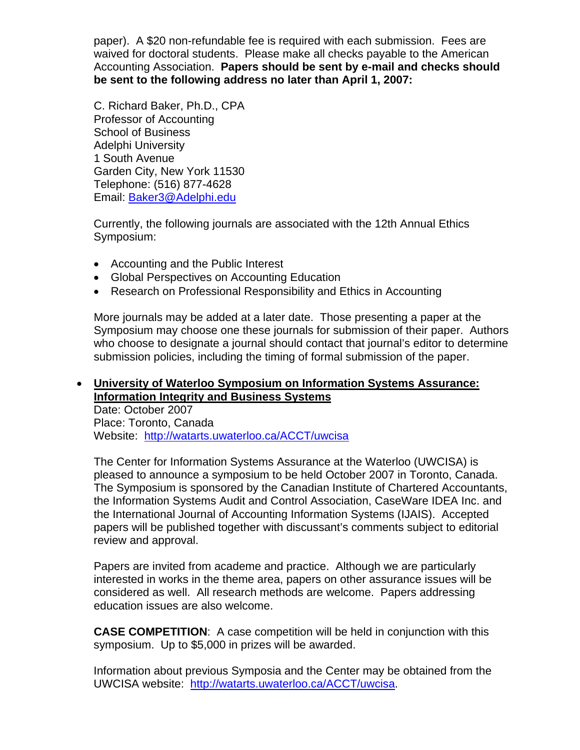paper). A $20 non-refundable fee is required with each submission. Fees are waived for doctoral students. Please make all checks payable to the American Accounting Association. **Papers should be sent by e-mail and checks should be sent to the following address no later than April 1, 2007:**

C. Richard Baker, Ph.D., CPA
Professor of Accounting
School of Business
Adelphi University
1 South Avenue
Garden City, New York 11530
Telephone: (516) 877-4628
Email: Baker3@Adelphi.edu

Currently, the following journals are associated with the 12th Annual Ethics Symposium:

- Accounting and the Public Interest
- Global Perspectives on Accounting Education
- Research on Professional Responsibility and Ethics in Accounting

More journals may be added at a later date. Those presenting a paper at the Symposium may choose one these journals for submission of their paper. Authors who choose to designate a journal should contact that journal's editor to determine submission policies, including the timing of formal submission of the paper.

- **University of Waterloo Symposium on Information Systems Assurance: Information Integrity and Business Systems**
  Date: October 2007
  Place: Toronto, Canada
  Website: http://watarts.uwaterloo.ca/ACCT/uwcisa

  The Center for Information Systems Assurance at the Waterloo (UWCISA) is pleased to announce a symposium to be held October 2007 in Toronto, Canada. The Symposium is sponsored by the Canadian Institute of Chartered Accountants, the Information Systems Audit and Control Association, CaseWare IDEA Inc. and the International Journal of Accounting Information Systems (IJAIS). Accepted papers will be published together with discussant's comments subject to editorial review and approval.

  Papers are invited from academe and practice. Although we are particularly interested in works in the theme area, papers on other assurance issues will be considered as well. All research methods are welcome. Papers addressing education issues are also welcome.

  **CASE COMPETITION**: A case competition will be held in conjunction with this symposium. Up to $5,000 in prizes will be awarded.

  Information about previous Symposia and the Center may be obtained from the UWCISA website: http://watarts.uwaterloo.ca/ACCT/uwcisa.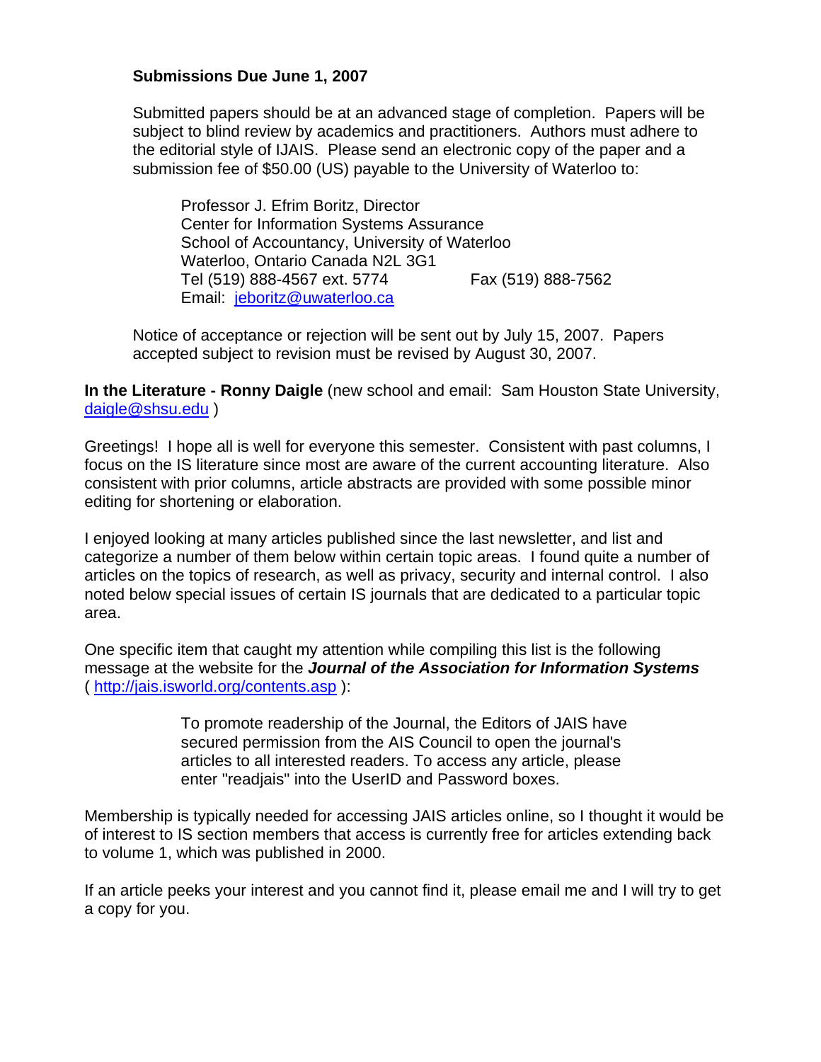**Submissions Due June 1, 2007**

Submitted papers should be at an advanced stage of completion. Papers will be subject to blind review by academics and practitioners. Authors must adhere to the editorial style of IJAIS. Please send an electronic copy of the paper and a submission fee of $50.00 (US) payable to the University of Waterloo to:

> Professor J. Efrim Boritz, Director
> Center for Information Systems Assurance
> School of Accountancy, University of Waterloo
> Waterloo, Ontario Canada N2L 3G1
> Tel (519) 888-4567 ext. 5774 Fax (519) 888-7562
> Email: jeboritz@uwaterloo.ca

Notice of acceptance or rejection will be sent out by July 15, 2007. Papers accepted subject to revision must be revised by August 30, 2007.

**In the Literature - Ronny Daigle** (new school and email: Sam Houston State University, daigle@shsu.edu )

Greetings! I hope all is well for everyone this semester. Consistent with past columns, I focus on the IS literature since most are aware of the current accounting literature. Also consistent with prior columns, article abstracts are provided with some possible minor editing for shortening or elaboration.

I enjoyed looking at many articles published since the last newsletter, and list and categorize a number of them below within certain topic areas. I found quite a number of articles on the topics of research, as well as privacy, security and internal control. I also noted below special issues of certain IS journals that are dedicated to a particular topic area.

One specific item that caught my attention while compiling this list is the following message at the website for the ***Journal of the Association for Information Systems*** ( http://jais.isworld.org/contents.asp ):

> To promote readership of the Journal, the Editors of JAIS have secured permission from the AIS Council to open the journal's articles to all interested readers. To access any article, please enter "readjais" into the UserID and Password boxes.

Membership is typically needed for accessing JAIS articles online, so I thought it would be of interest to IS section members that access is currently free for articles extending back to volume 1, which was published in 2000.

If an article peeks your interest and you cannot find it, please email me and I will try to get a copy for you.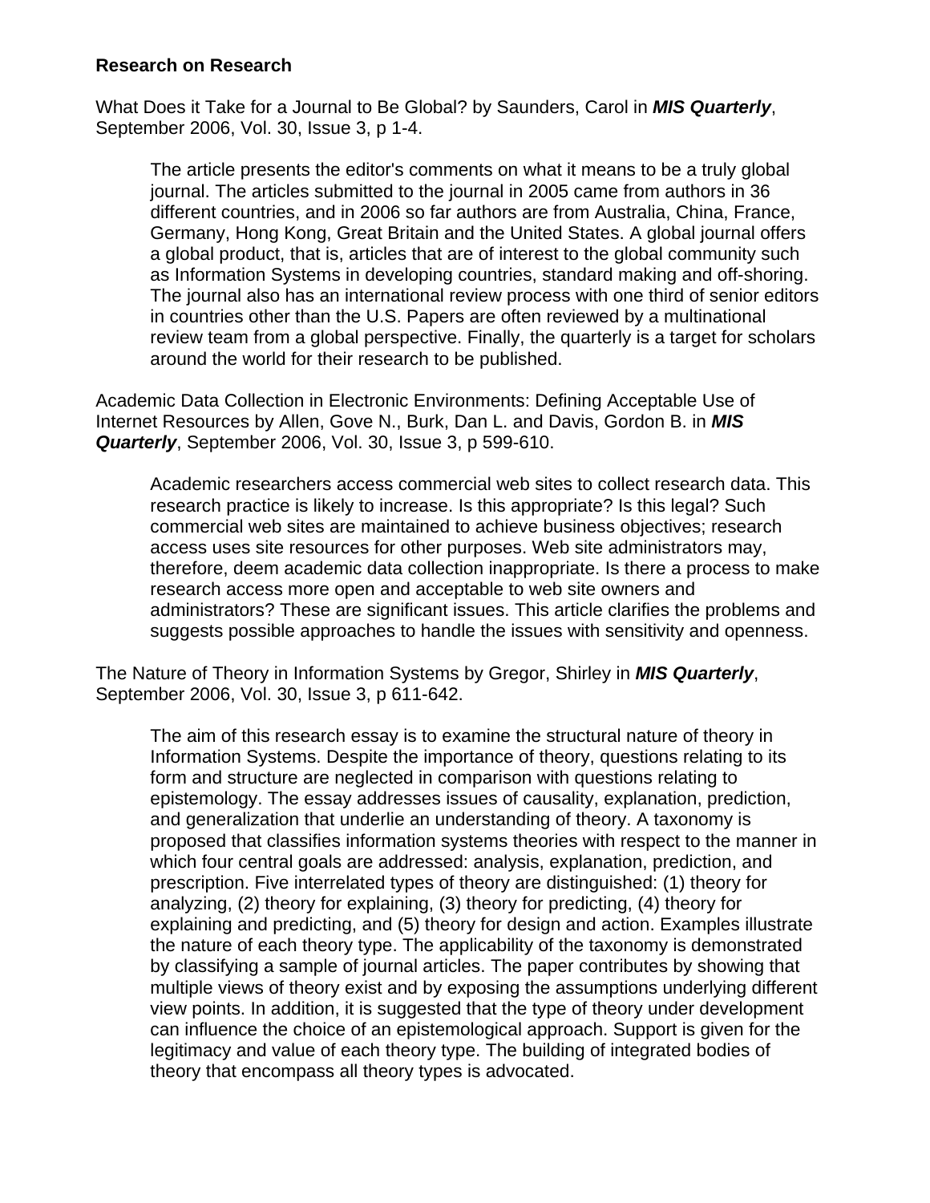**Research on Research**

What Does it Take for a Journal to Be Global? by Saunders, Carol in ***MIS Quarterly***, September 2006, Vol. 30, Issue 3, p 1-4.

> The article presents the editor's comments on what it means to be a truly global journal. The articles submitted to the journal in 2005 came from authors in 36 different countries, and in 2006 so far authors are from Australia, China, France, Germany, Hong Kong, Great Britain and the United States. A global journal offers a global product, that is, articles that are of interest to the global community such as Information Systems in developing countries, standard making and off-shoring. The journal also has an international review process with one third of senior editors in countries other than the U.S. Papers are often reviewed by a multinational review team from a global perspective. Finally, the quarterly is a target for scholars around the world for their research to be published.

Academic Data Collection in Electronic Environments: Defining Acceptable Use of Internet Resources by Allen, Gove N., Burk, Dan L. and Davis, Gordon B. in ***MIS Quarterly***, September 2006, Vol. 30, Issue 3, p 599-610.

> Academic researchers access commercial web sites to collect research data. This research practice is likely to increase. Is this appropriate? Is this legal? Such commercial web sites are maintained to achieve business objectives; research access uses site resources for other purposes. Web site administrators may, therefore, deem academic data collection inappropriate. Is there a process to make research access more open and acceptable to web site owners and administrators? These are significant issues. This article clarifies the problems and suggests possible approaches to handle the issues with sensitivity and openness.

The Nature of Theory in Information Systems by Gregor, Shirley in ***MIS Quarterly***, September 2006, Vol. 30, Issue 3, p 611-642.

> The aim of this research essay is to examine the structural nature of theory in Information Systems. Despite the importance of theory, questions relating to its form and structure are neglected in comparison with questions relating to epistemology. The essay addresses issues of causality, explanation, prediction, and generalization that underlie an understanding of theory. A taxonomy is proposed that classifies information systems theories with respect to the manner in which four central goals are addressed: analysis, explanation, prediction, and prescription. Five interrelated types of theory are distinguished: (1) theory for analyzing, (2) theory for explaining, (3) theory for predicting, (4) theory for explaining and predicting, and (5) theory for design and action. Examples illustrate the nature of each theory type. The applicability of the taxonomy is demonstrated by classifying a sample of journal articles. The paper contributes by showing that multiple views of theory exist and by exposing the assumptions underlying different view points. In addition, it is suggested that the type of theory under development can influence the choice of an epistemological approach. Support is given for the legitimacy and value of each theory type. The building of integrated bodies of theory that encompass all theory types is advocated.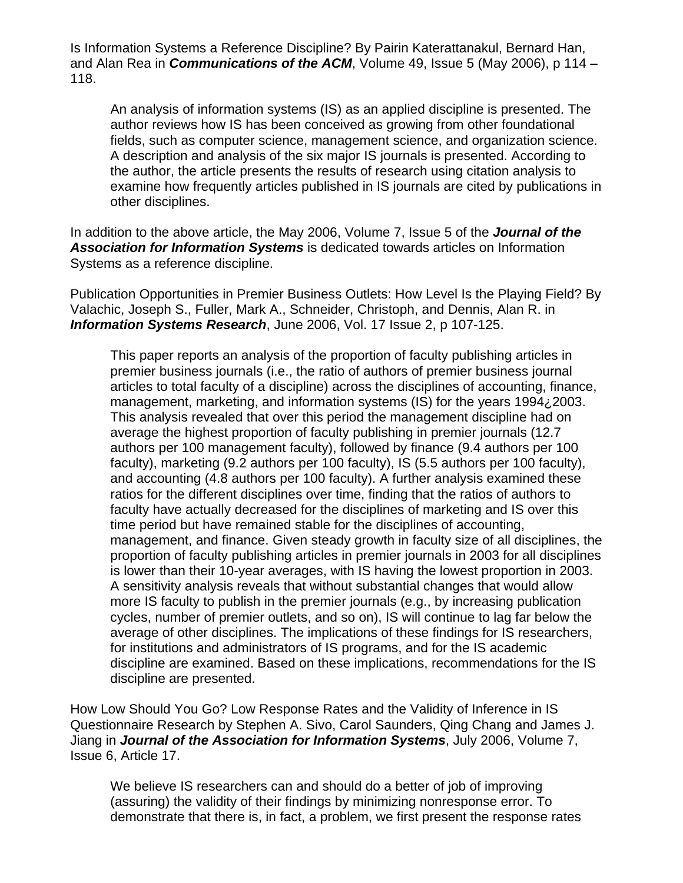Is Information Systems a Reference Discipline? By Pairin Katerattanakul, Bernard Han, and Alan Rea in ***Communications of the ACM***, Volume 49, Issue 5 (May 2006), p 114 – 118.

> An analysis of information systems (IS) as an applied discipline is presented. The author reviews how IS has been conceived as growing from other foundational fields, such as computer science, management science, and organization science. A description and analysis of the six major IS journals is presented. According to the author, the article presents the results of research using citation analysis to examine how frequently articles published in IS journals are cited by publications in other disciplines.

In addition to the above article, the May 2006, Volume 7, Issue 5 of the ***Journal of the Association for Information Systems*** is dedicated towards articles on Information Systems as a reference discipline.

Publication Opportunities in Premier Business Outlets: How Level Is the Playing Field? By Valachic, Joseph S., Fuller, Mark A., Schneider, Christoph, and Dennis, Alan R. in ***Information Systems Research***, June 2006, Vol. 17 Issue 2, p 107-125.

> This paper reports an analysis of the proportion of faculty publishing articles in premier business journals (i.e., the ratio of authors of premier business journal articles to total faculty of a discipline) across the disciplines of accounting, finance, management, marketing, and information systems (IS) for the years 1994¿2003. This analysis revealed that over this period the management discipline had on average the highest proportion of faculty publishing in premier journals (12.7 authors per 100 management faculty), followed by finance (9.4 authors per 100 faculty), marketing (9.2 authors per 100 faculty), IS (5.5 authors per 100 faculty), and accounting (4.8 authors per 100 faculty). A further analysis examined these ratios for the different disciplines over time, finding that the ratios of authors to faculty have actually decreased for the disciplines of marketing and IS over this time period but have remained stable for the disciplines of accounting, management, and finance. Given steady growth in faculty size of all disciplines, the proportion of faculty publishing articles in premier journals in 2003 for all disciplines is lower than their 10-year averages, with IS having the lowest proportion in 2003. A sensitivity analysis reveals that without substantial changes that would allow more IS faculty to publish in the premier journals (e.g., by increasing publication cycles, number of premier outlets, and so on), IS will continue to lag far below the average of other disciplines. The implications of these findings for IS researchers, for institutions and administrators of IS programs, and for the IS academic discipline are examined. Based on these implications, recommendations for the IS discipline are presented.

How Low Should You Go? Low Response Rates and the Validity of Inference in IS Questionnaire Research by Stephen A. Sivo, Carol Saunders, Qing Chang and James J. Jiang in ***Journal of the Association for Information Systems***, July 2006, Volume 7, Issue 6, Article 17.

> We believe IS researchers can and should do a better of job of improving (assuring) the validity of their findings by minimizing nonresponse error. To demonstrate that there is, in fact, a problem, we first present the response rates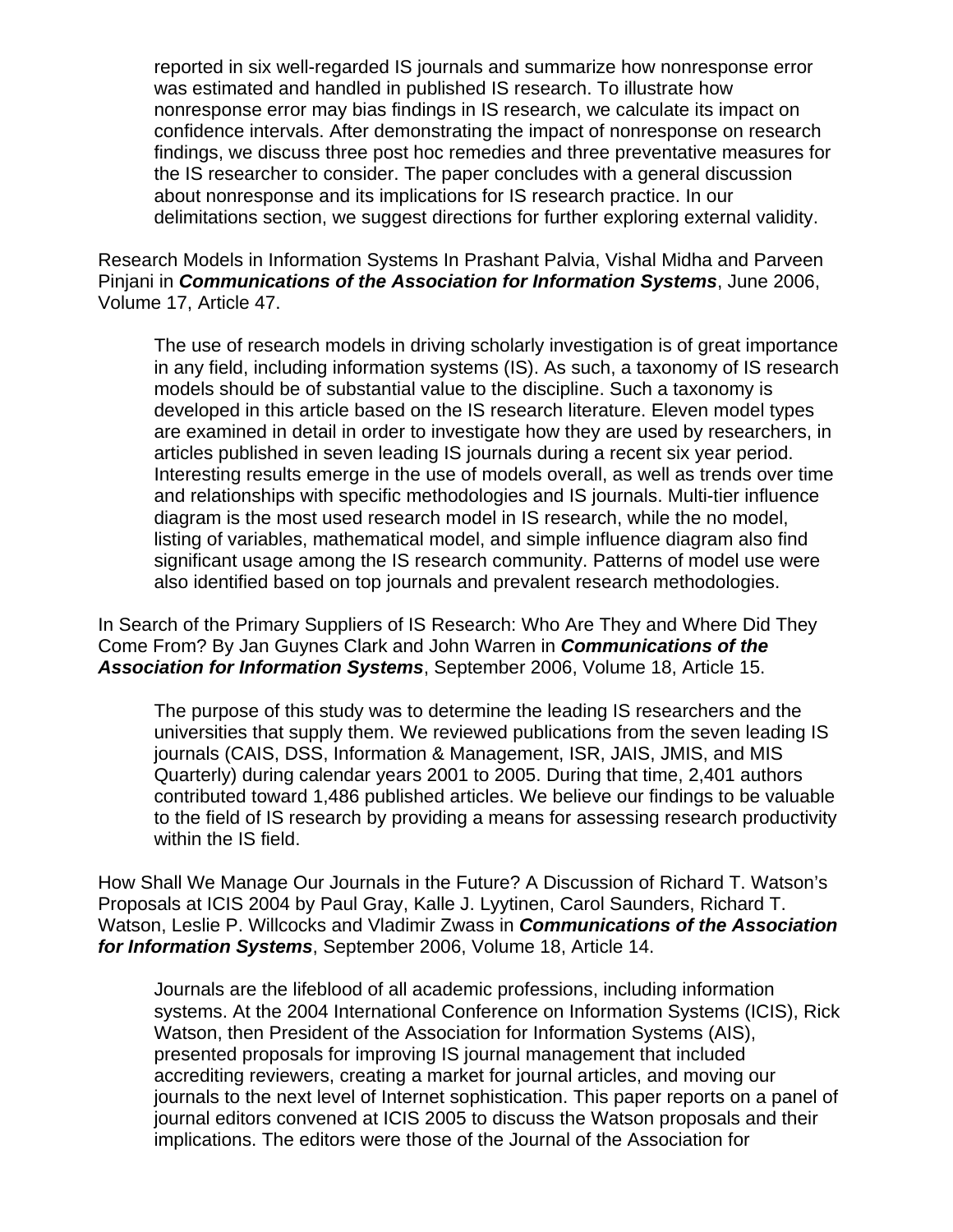reported in six well-regarded IS journals and summarize how nonresponse error was estimated and handled in published IS research. To illustrate how nonresponse error may bias findings in IS research, we calculate its impact on confidence intervals. After demonstrating the impact of nonresponse on research findings, we discuss three post hoc remedies and three preventative measures for the IS researcher to consider. The paper concludes with a general discussion about nonresponse and its implications for IS research practice. In our delimitations section, we suggest directions for further exploring external validity.

Research Models in Information Systems In Prashant Palvia, Vishal Midha and Parveen Pinjani in ***Communications of the Association for Information Systems***, June 2006, Volume 17, Article 47.

> The use of research models in driving scholarly investigation is of great importance in any field, including information systems (IS). As such, a taxonomy of IS research models should be of substantial value to the discipline. Such a taxonomy is developed in this article based on the IS research literature. Eleven model types are examined in detail in order to investigate how they are used by researchers, in articles published in seven leading IS journals during a recent six year period. Interesting results emerge in the use of models overall, as well as trends over time and relationships with specific methodologies and IS journals. Multi-tier influence diagram is the most used research model in IS research, while the no model, listing of variables, mathematical model, and simple influence diagram also find significant usage among the IS research community. Patterns of model use were also identified based on top journals and prevalent research methodologies.

In Search of the Primary Suppliers of IS Research: Who Are They and Where Did They Come From? By Jan Guynes Clark and John Warren in ***Communications of the Association for Information Systems***, September 2006, Volume 18, Article 15.

> The purpose of this study was to determine the leading IS researchers and the universities that supply them. We reviewed publications from the seven leading IS journals (CAIS, DSS, Information & Management, ISR, JAIS, JMIS, and MIS Quarterly) during calendar years 2001 to 2005. During that time, 2,401 authors contributed toward 1,486 published articles. We believe our findings to be valuable to the field of IS research by providing a means for assessing research productivity within the IS field.

How Shall We Manage Our Journals in the Future? A Discussion of Richard T. Watson's Proposals at ICIS 2004 by Paul Gray, Kalle J. Lyytinen, Carol Saunders, Richard T. Watson, Leslie P. Willcocks and Vladimir Zwass in ***Communications of the Association for Information Systems***, September 2006, Volume 18, Article 14.

> Journals are the lifeblood of all academic professions, including information systems. At the 2004 International Conference on Information Systems (ICIS), Rick Watson, then President of the Association for Information Systems (AIS), presented proposals for improving IS journal management that included accrediting reviewers, creating a market for journal articles, and moving our journals to the next level of Internet sophistication. This paper reports on a panel of journal editors convened at ICIS 2005 to discuss the Watson proposals and their implications. The editors were those of the Journal of the Association for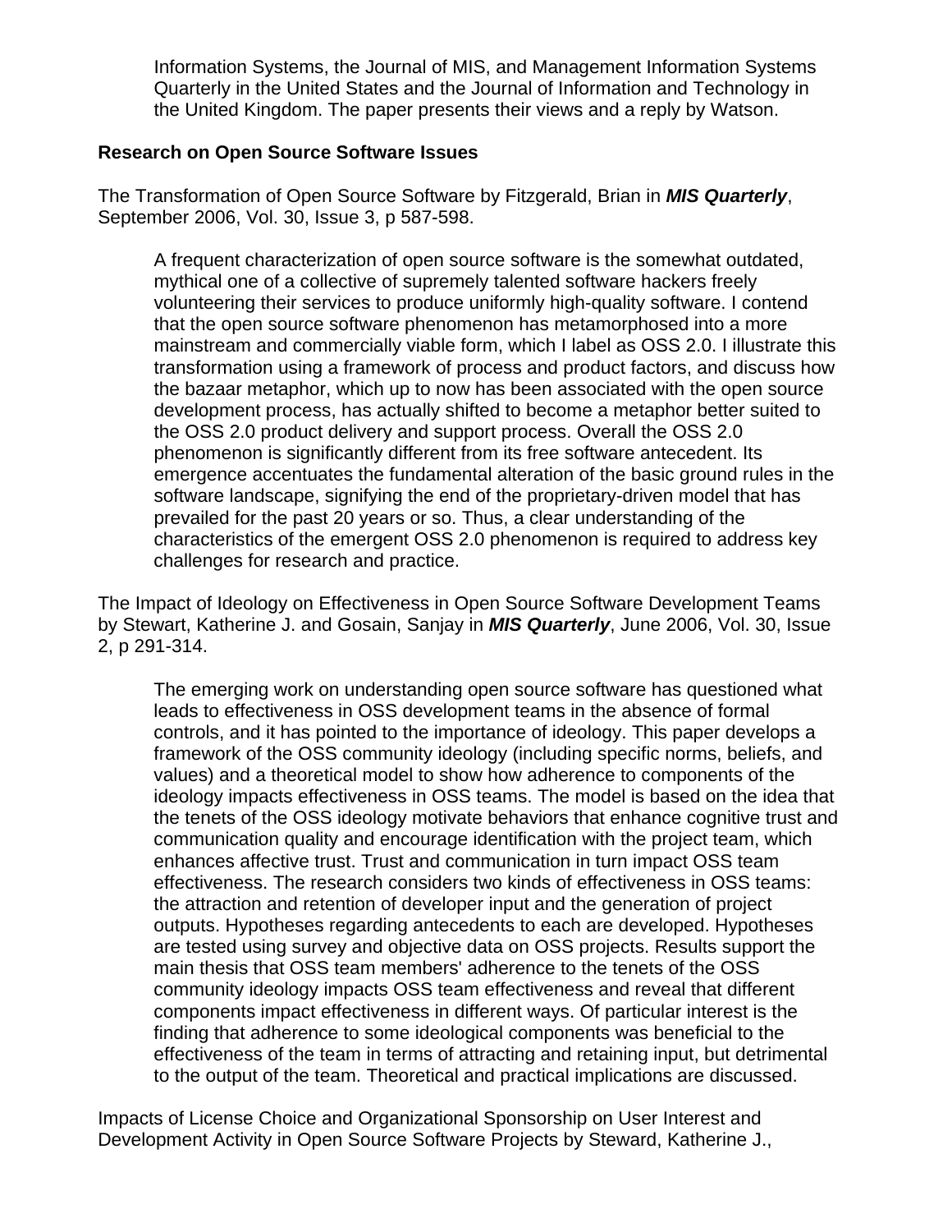Information Systems, the Journal of MIS, and Management Information Systems Quarterly in the United States and the Journal of Information and Technology in the United Kingdom. The paper presents their views and a reply by Watson.

**Research on Open Source Software Issues**

The Transformation of Open Source Software by Fitzgerald, Brian in ***MIS Quarterly***, September 2006, Vol. 30, Issue 3, p 587-598.

> A frequent characterization of open source software is the somewhat outdated, mythical one of a collective of supremely talented software hackers freely volunteering their services to produce uniformly high-quality software. I contend that the open source software phenomenon has metamorphosed into a more mainstream and commercially viable form, which I label as OSS 2.0. I illustrate this transformation using a framework of process and product factors, and discuss how the bazaar metaphor, which up to now has been associated with the open source development process, has actually shifted to become a metaphor better suited to the OSS 2.0 product delivery and support process. Overall the OSS 2.0 phenomenon is significantly different from its free software antecedent. Its emergence accentuates the fundamental alteration of the basic ground rules in the software landscape, signifying the end of the proprietary-driven model that has prevailed for the past 20 years or so. Thus, a clear understanding of the characteristics of the emergent OSS 2.0 phenomenon is required to address key challenges for research and practice.

The Impact of Ideology on Effectiveness in Open Source Software Development Teams by Stewart, Katherine J. and Gosain, Sanjay in ***MIS Quarterly***, June 2006, Vol. 30, Issue 2, p 291-314.

> The emerging work on understanding open source software has questioned what leads to effectiveness in OSS development teams in the absence of formal controls, and it has pointed to the importance of ideology. This paper develops a framework of the OSS community ideology (including specific norms, beliefs, and values) and a theoretical model to show how adherence to components of the ideology impacts effectiveness in OSS teams. The model is based on the idea that the tenets of the OSS ideology motivate behaviors that enhance cognitive trust and communication quality and encourage identification with the project team, which enhances affective trust. Trust and communication in turn impact OSS team effectiveness. The research considers two kinds of effectiveness in OSS teams: the attraction and retention of developer input and the generation of project outputs. Hypotheses regarding antecedents to each are developed. Hypotheses are tested using survey and objective data on OSS projects. Results support the main thesis that OSS team members' adherence to the tenets of the OSS community ideology impacts OSS team effectiveness and reveal that different components impact effectiveness in different ways. Of particular interest is the finding that adherence to some ideological components was beneficial to the effectiveness of the team in terms of attracting and retaining input, but detrimental to the output of the team. Theoretical and practical implications are discussed.

Impacts of License Choice and Organizational Sponsorship on User Interest and Development Activity in Open Source Software Projects by Steward, Katherine J.,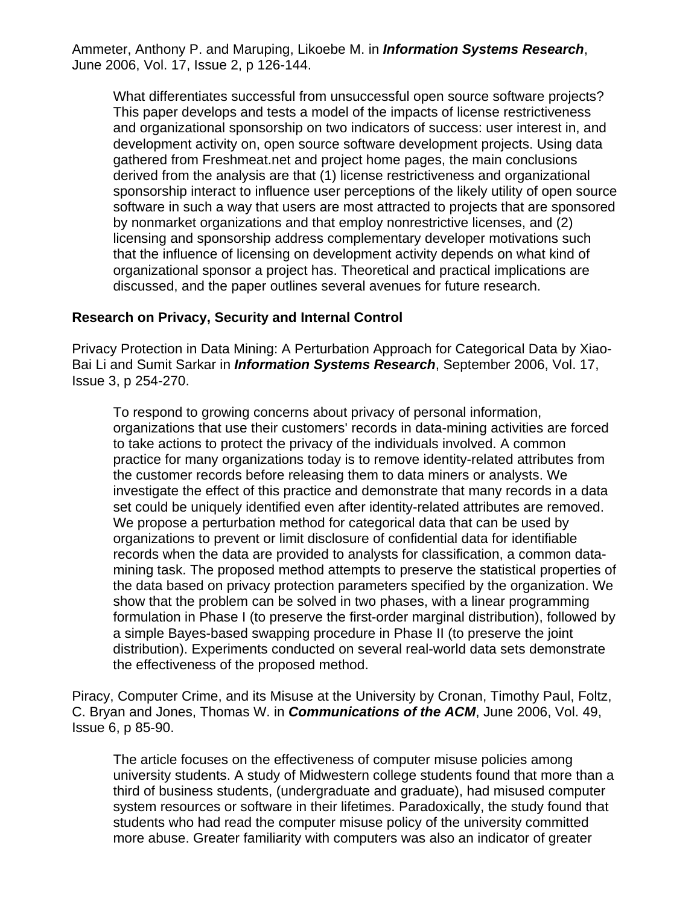Ammeter, Anthony P. and Maruping, Likoebe M. in ***Information Systems Research***, June 2006, Vol. 17, Issue 2, p 126-144.

> What differentiates successful from unsuccessful open source software projects? This paper develops and tests a model of the impacts of license restrictiveness and organizational sponsorship on two indicators of success: user interest in, and development activity on, open source software development projects. Using data gathered from Freshmeat.net and project home pages, the main conclusions derived from the analysis are that (1) license restrictiveness and organizational sponsorship interact to influence user perceptions of the likely utility of open source software in such a way that users are most attracted to projects that are sponsored by nonmarket organizations and that employ nonrestrictive licenses, and (2) licensing and sponsorship address complementary developer motivations such that the influence of licensing on development activity depends on what kind of organizational sponsor a project has. Theoretical and practical implications are discussed, and the paper outlines several avenues for future research.

**Research on Privacy, Security and Internal Control**

Privacy Protection in Data Mining: A Perturbation Approach for Categorical Data by Xiao-Bai Li and Sumit Sarkar in ***Information Systems Research***, September 2006, Vol. 17, Issue 3, p 254-270.

> To respond to growing concerns about privacy of personal information, organizations that use their customers' records in data-mining activities are forced to take actions to protect the privacy of the individuals involved. A common practice for many organizations today is to remove identity-related attributes from the customer records before releasing them to data miners or analysts. We investigate the effect of this practice and demonstrate that many records in a data set could be uniquely identified even after identity-related attributes are removed. We propose a perturbation method for categorical data that can be used by organizations to prevent or limit disclosure of confidential data for identifiable records when the data are provided to analysts for classification, a common data-mining task. The proposed method attempts to preserve the statistical properties of the data based on privacy protection parameters specified by the organization. We show that the problem can be solved in two phases, with a linear programming formulation in Phase I (to preserve the first-order marginal distribution), followed by a simple Bayes-based swapping procedure in Phase II (to preserve the joint distribution). Experiments conducted on several real-world data sets demonstrate the effectiveness of the proposed method.

Piracy, Computer Crime, and its Misuse at the University by Cronan, Timothy Paul, Foltz, C. Bryan and Jones, Thomas W. in ***Communications of the ACM***, June 2006, Vol. 49, Issue 6, p 85-90.

> The article focuses on the effectiveness of computer misuse policies among university students. A study of Midwestern college students found that more than a third of business students, (undergraduate and graduate), had misused computer system resources or software in their lifetimes. Paradoxically, the study found that students who had read the computer misuse policy of the university committed more abuse. Greater familiarity with computers was also an indicator of greater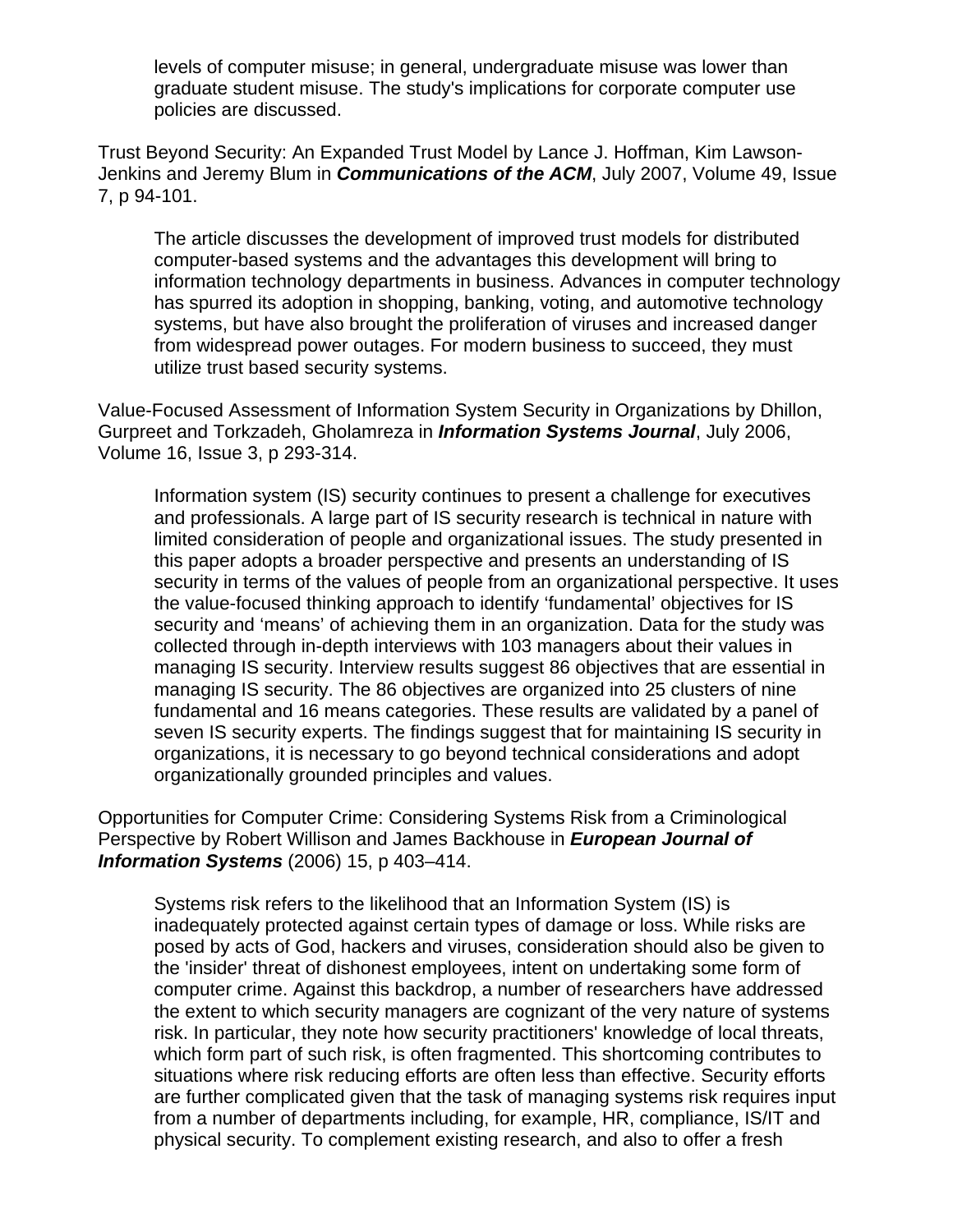levels of computer misuse; in general, undergraduate misuse was lower than graduate student misuse. The study's implications for corporate computer use policies are discussed.

Trust Beyond Security: An Expanded Trust Model by Lance J. Hoffman, Kim Lawson-Jenkins and Jeremy Blum in ***Communications of the ACM***, July 2007, Volume 49, Issue 7, p 94-101.

> The article discusses the development of improved trust models for distributed computer-based systems and the advantages this development will bring to information technology departments in business. Advances in computer technology has spurred its adoption in shopping, banking, voting, and automotive technology systems, but have also brought the proliferation of viruses and increased danger from widespread power outages. For modern business to succeed, they must utilize trust based security systems.

Value-Focused Assessment of Information System Security in Organizations by Dhillon, Gurpreet and Torkzadeh, Gholamreza in ***Information Systems Journal***, July 2006, Volume 16, Issue 3, p 293-314.

> Information system (IS) security continues to present a challenge for executives and professionals. A large part of IS security research is technical in nature with limited consideration of people and organizational issues. The study presented in this paper adopts a broader perspective and presents an understanding of IS security in terms of the values of people from an organizational perspective. It uses the value-focused thinking approach to identify 'fundamental' objectives for IS security and 'means' of achieving them in an organization. Data for the study was collected through in-depth interviews with 103 managers about their values in managing IS security. Interview results suggest 86 objectives that are essential in managing IS security. The 86 objectives are organized into 25 clusters of nine fundamental and 16 means categories. These results are validated by a panel of seven IS security experts. The findings suggest that for maintaining IS security in organizations, it is necessary to go beyond technical considerations and adopt organizationally grounded principles and values.

Opportunities for Computer Crime: Considering Systems Risk from a Criminological Perspective by Robert Willison and James Backhouse in ***European Journal of Information Systems*** (2006) 15, p 403–414.

> Systems risk refers to the likelihood that an Information System (IS) is inadequately protected against certain types of damage or loss. While risks are posed by acts of God, hackers and viruses, consideration should also be given to the 'insider' threat of dishonest employees, intent on undertaking some form of computer crime. Against this backdrop, a number of researchers have addressed the extent to which security managers are cognizant of the very nature of systems risk. In particular, they note how security practitioners' knowledge of local threats, which form part of such risk, is often fragmented. This shortcoming contributes to situations where risk reducing efforts are often less than effective. Security efforts are further complicated given that the task of managing systems risk requires input from a number of departments including, for example, HR, compliance, IS/IT and physical security. To complement existing research, and also to offer a fresh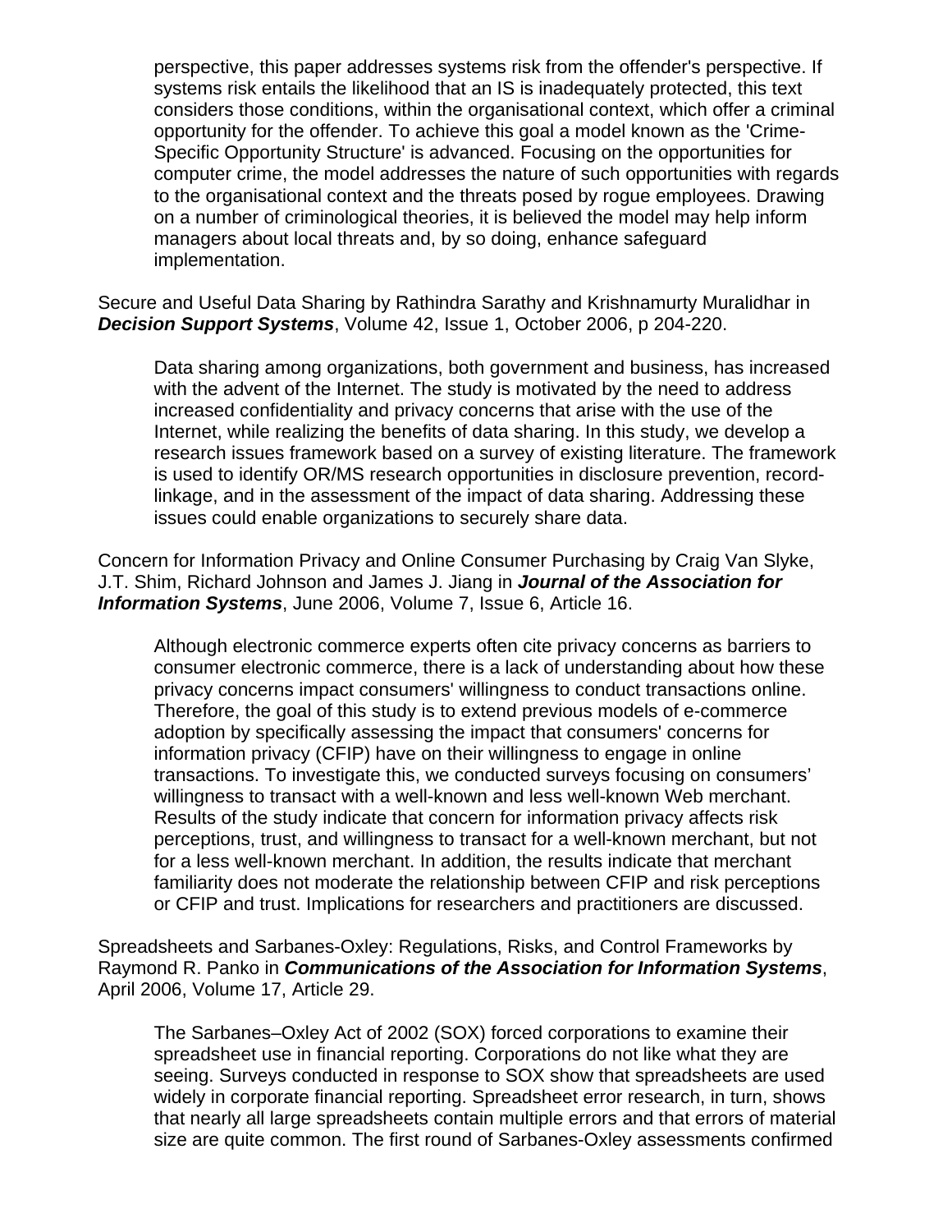perspective, this paper addresses systems risk from the offender's perspective. If systems risk entails the likelihood that an IS is inadequately protected, this text considers those conditions, within the organisational context, which offer a criminal opportunity for the offender. To achieve this goal a model known as the 'Crime-Specific Opportunity Structure' is advanced. Focusing on the opportunities for computer crime, the model addresses the nature of such opportunities with regards to the organisational context and the threats posed by rogue employees. Drawing on a number of criminological theories, it is believed the model may help inform managers about local threats and, by so doing, enhance safeguard implementation.

Secure and Useful Data Sharing by Rathindra Sarathy and Krishnamurty Muralidhar in ***Decision Support Systems***, Volume 42, Issue 1, October 2006, p 204-220.

> Data sharing among organizations, both government and business, has increased with the advent of the Internet. The study is motivated by the need to address increased confidentiality and privacy concerns that arise with the use of the Internet, while realizing the benefits of data sharing. In this study, we develop a research issues framework based on a survey of existing literature. The framework is used to identify OR/MS research opportunities in disclosure prevention, record-linkage, and in the assessment of the impact of data sharing. Addressing these issues could enable organizations to securely share data.

Concern for Information Privacy and Online Consumer Purchasing by Craig Van Slyke, J.T. Shim, Richard Johnson and James J. Jiang in ***Journal of the Association for Information Systems***, June 2006, Volume 7, Issue 6, Article 16.

> Although electronic commerce experts often cite privacy concerns as barriers to consumer electronic commerce, there is a lack of understanding about how these privacy concerns impact consumers' willingness to conduct transactions online. Therefore, the goal of this study is to extend previous models of e-commerce adoption by specifically assessing the impact that consumers' concerns for information privacy (CFIP) have on their willingness to engage in online transactions. To investigate this, we conducted surveys focusing on consumers' willingness to transact with a well-known and less well-known Web merchant. Results of the study indicate that concern for information privacy affects risk perceptions, trust, and willingness to transact for a well-known merchant, but not for a less well-known merchant. In addition, the results indicate that merchant familiarity does not moderate the relationship between CFIP and risk perceptions or CFIP and trust. Implications for researchers and practitioners are discussed.

Spreadsheets and Sarbanes-Oxley: Regulations, Risks, and Control Frameworks by Raymond R. Panko in ***Communications of the Association for Information Systems***, April 2006, Volume 17, Article 29.

> The Sarbanes–Oxley Act of 2002 (SOX) forced corporations to examine their spreadsheet use in financial reporting. Corporations do not like what they are seeing. Surveys conducted in response to SOX show that spreadsheets are used widely in corporate financial reporting. Spreadsheet error research, in turn, shows that nearly all large spreadsheets contain multiple errors and that errors of material size are quite common. The first round of Sarbanes-Oxley assessments confirmed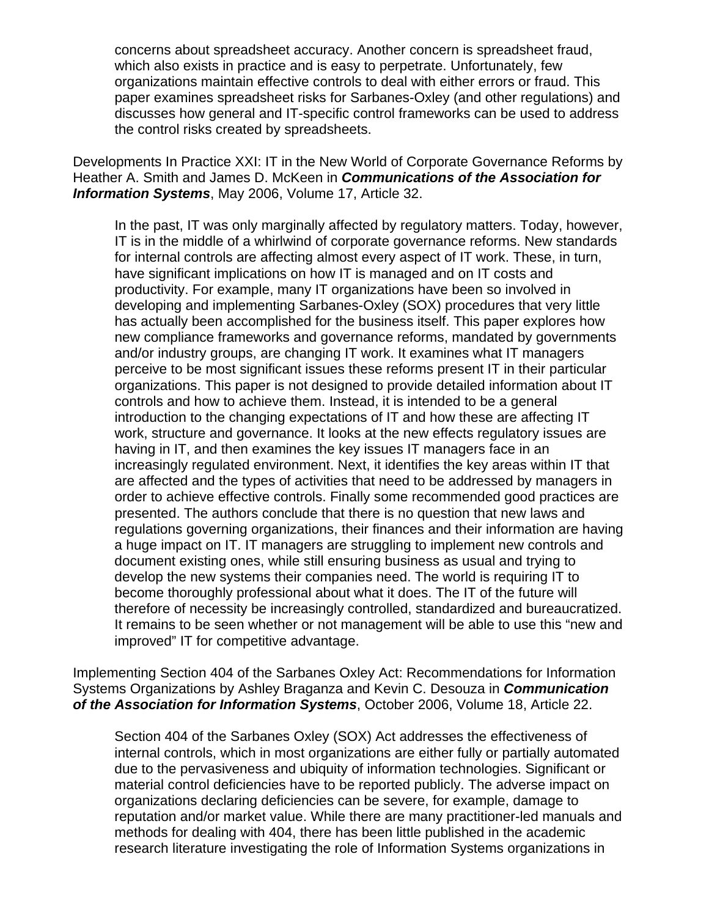concerns about spreadsheet accuracy. Another concern is spreadsheet fraud, which also exists in practice and is easy to perpetrate. Unfortunately, few organizations maintain effective controls to deal with either errors or fraud. This paper examines spreadsheet risks for Sarbanes-Oxley (and other regulations) and discusses how general and IT-specific control frameworks can be used to address the control risks created by spreadsheets.

Developments In Practice XXI: IT in the New World of Corporate Governance Reforms by Heather A. Smith and James D. McKeen in ***Communications of the Association for Information Systems***, May 2006, Volume 17, Article 32.

> In the past, IT was only marginally affected by regulatory matters. Today, however, IT is in the middle of a whirlwind of corporate governance reforms. New standards for internal controls are affecting almost every aspect of IT work. These, in turn, have significant implications on how IT is managed and on IT costs and productivity. For example, many IT organizations have been so involved in developing and implementing Sarbanes-Oxley (SOX) procedures that very little has actually been accomplished for the business itself. This paper explores how new compliance frameworks and governance reforms, mandated by governments and/or industry groups, are changing IT work. It examines what IT managers perceive to be most significant issues these reforms present IT in their particular organizations. This paper is not designed to provide detailed information about IT controls and how to achieve them. Instead, it is intended to be a general introduction to the changing expectations of IT and how these are affecting IT work, structure and governance. It looks at the new effects regulatory issues are having in IT, and then examines the key issues IT managers face in an increasingly regulated environment. Next, it identifies the key areas within IT that are affected and the types of activities that need to be addressed by managers in order to achieve effective controls. Finally some recommended good practices are presented. The authors conclude that there is no question that new laws and regulations governing organizations, their finances and their information are having a huge impact on IT. IT managers are struggling to implement new controls and document existing ones, while still ensuring business as usual and trying to develop the new systems their companies need. The world is requiring IT to become thoroughly professional about what it does. The IT of the future will therefore of necessity be increasingly controlled, standardized and bureaucratized. It remains to be seen whether or not management will be able to use this "new and improved" IT for competitive advantage.

Implementing Section 404 of the Sarbanes Oxley Act: Recommendations for Information Systems Organizations by Ashley Braganza and Kevin C. Desouza in ***Communication of the Association for Information Systems***, October 2006, Volume 18, Article 22.

> Section 404 of the Sarbanes Oxley (SOX) Act addresses the effectiveness of internal controls, which in most organizations are either fully or partially automated due to the pervasiveness and ubiquity of information technologies. Significant or material control deficiencies have to be reported publicly. The adverse impact on organizations declaring deficiencies can be severe, for example, damage to reputation and/or market value. While there are many practitioner-led manuals and methods for dealing with 404, there has been little published in the academic research literature investigating the role of Information Systems organizations in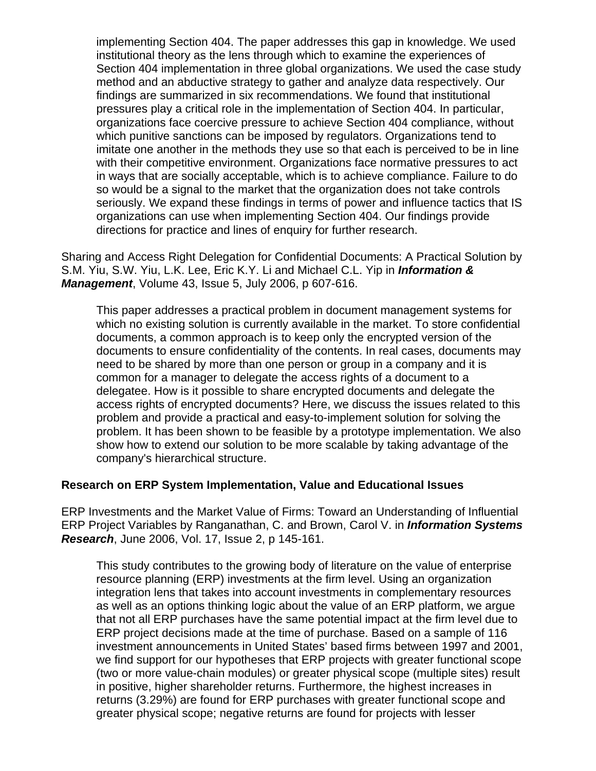implementing Section 404. The paper addresses this gap in knowledge. We used institutional theory as the lens through which to examine the experiences of Section 404 implementation in three global organizations. We used the case study method and an abductive strategy to gather and analyze data respectively. Our findings are summarized in six recommendations. We found that institutional pressures play a critical role in the implementation of Section 404. In particular, organizations face coercive pressure to achieve Section 404 compliance, without which punitive sanctions can be imposed by regulators. Organizations tend to imitate one another in the methods they use so that each is perceived to be in line with their competitive environment. Organizations face normative pressures to act in ways that are socially acceptable, which is to achieve compliance. Failure to do so would be a signal to the market that the organization does not take controls seriously. We expand these findings in terms of power and influence tactics that IS organizations can use when implementing Section 404. Our findings provide directions for practice and lines of enquiry for further research.

Sharing and Access Right Delegation for Confidential Documents: A Practical Solution by S.M. Yiu, S.W. Yiu, L.K. Lee, Eric K.Y. Li and Michael C.L. Yip in ***Information & Management***, Volume 43, Issue 5, July 2006, p 607-616.

> This paper addresses a practical problem in document management systems for which no existing solution is currently available in the market. To store confidential documents, a common approach is to keep only the encrypted version of the documents to ensure confidentiality of the contents. In real cases, documents may need to be shared by more than one person or group in a company and it is common for a manager to delegate the access rights of a document to a delegatee. How is it possible to share encrypted documents and delegate the access rights of encrypted documents? Here, we discuss the issues related to this problem and provide a practical and easy-to-implement solution for solving the problem. It has been shown to be feasible by a prototype implementation. We also show how to extend our solution to be more scalable by taking advantage of the company's hierarchical structure.

**Research on ERP System Implementation, Value and Educational Issues**

ERP Investments and the Market Value of Firms: Toward an Understanding of Influential ERP Project Variables by Ranganathan, C. and Brown, Carol V. in ***Information Systems Research***, June 2006, Vol. 17, Issue 2, p 145-161.

> This study contributes to the growing body of literature on the value of enterprise resource planning (ERP) investments at the firm level. Using an organization integration lens that takes into account investments in complementary resources as well as an options thinking logic about the value of an ERP platform, we argue that not all ERP purchases have the same potential impact at the firm level due to ERP project decisions made at the time of purchase. Based on a sample of 116 investment announcements in United States' based firms between 1997 and 2001, we find support for our hypotheses that ERP projects with greater functional scope (two or more value-chain modules) or greater physical scope (multiple sites) result in positive, higher shareholder returns. Furthermore, the highest increases in returns (3.29%) are found for ERP purchases with greater functional scope and greater physical scope; negative returns are found for projects with lesser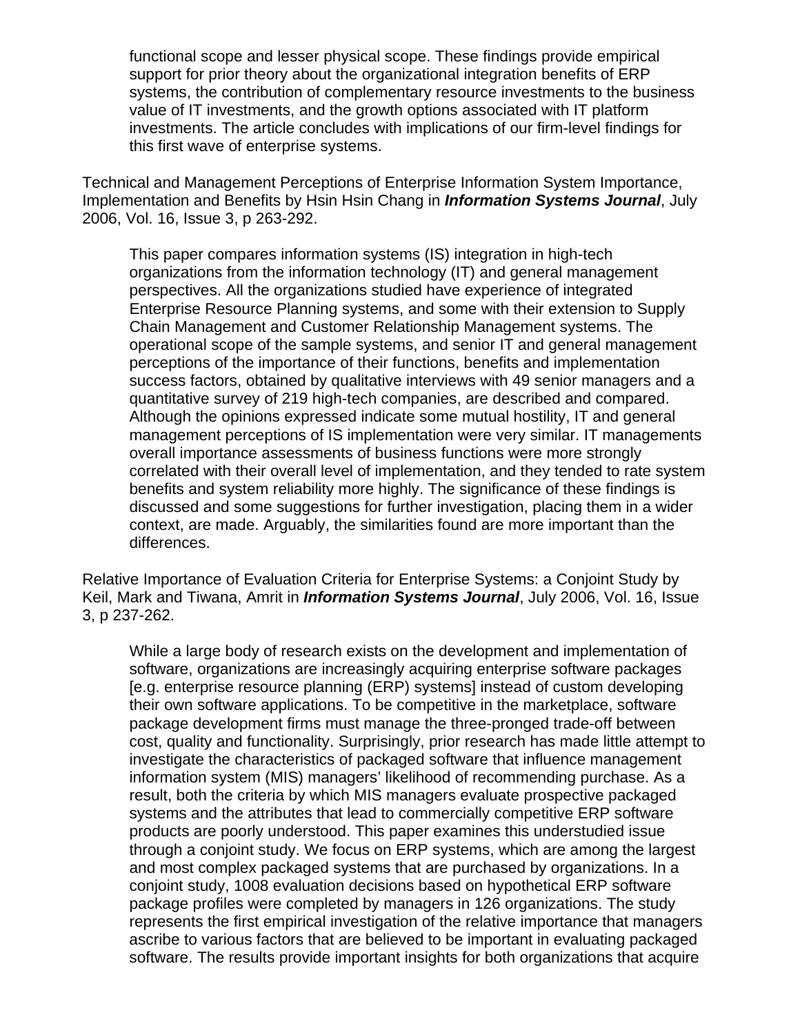functional scope and lesser physical scope. These findings provide empirical support for prior theory about the organizational integration benefits of ERP systems, the contribution of complementary resource investments to the business value of IT investments, and the growth options associated with IT platform investments. The article concludes with implications of our firm-level findings for this first wave of enterprise systems.

Technical and Management Perceptions of Enterprise Information System Importance, Implementation and Benefits by Hsin Hsin Chang in ***Information Systems Journal***, July 2006, Vol. 16, Issue 3, p 263-292.

> This paper compares information systems (IS) integration in high-tech organizations from the information technology (IT) and general management perspectives. All the organizations studied have experience of integrated Enterprise Resource Planning systems, and some with their extension to Supply Chain Management and Customer Relationship Management systems. The operational scope of the sample systems, and senior IT and general management perceptions of the importance of their functions, benefits and implementation success factors, obtained by qualitative interviews with 49 senior managers and a quantitative survey of 219 high-tech companies, are described and compared. Although the opinions expressed indicate some mutual hostility, IT and general management perceptions of IS implementation were very similar. IT managements overall importance assessments of business functions were more strongly correlated with their overall level of implementation, and they tended to rate system benefits and system reliability more highly. The significance of these findings is discussed and some suggestions for further investigation, placing them in a wider context, are made. Arguably, the similarities found are more important than the differences.

Relative Importance of Evaluation Criteria for Enterprise Systems: a Conjoint Study by Keil, Mark and Tiwana, Amrit in ***Information Systems Journal***, July 2006, Vol. 16, Issue 3, p 237-262.

> While a large body of research exists on the development and implementation of software, organizations are increasingly acquiring enterprise software packages [e.g. enterprise resource planning (ERP) systems] instead of custom developing their own software applications. To be competitive in the marketplace, software package development firms must manage the three-pronged trade-off between cost, quality and functionality. Surprisingly, prior research has made little attempt to investigate the characteristics of packaged software that influence management information system (MIS) managers' likelihood of recommending purchase. As a result, both the criteria by which MIS managers evaluate prospective packaged systems and the attributes that lead to commercially competitive ERP software products are poorly understood. This paper examines this understudied issue through a conjoint study. We focus on ERP systems, which are among the largest and most complex packaged systems that are purchased by organizations. In a conjoint study, 1008 evaluation decisions based on hypothetical ERP software package profiles were completed by managers in 126 organizations. The study represents the first empirical investigation of the relative importance that managers ascribe to various factors that are believed to be important in evaluating packaged software. The results provide important insights for both organizations that acquire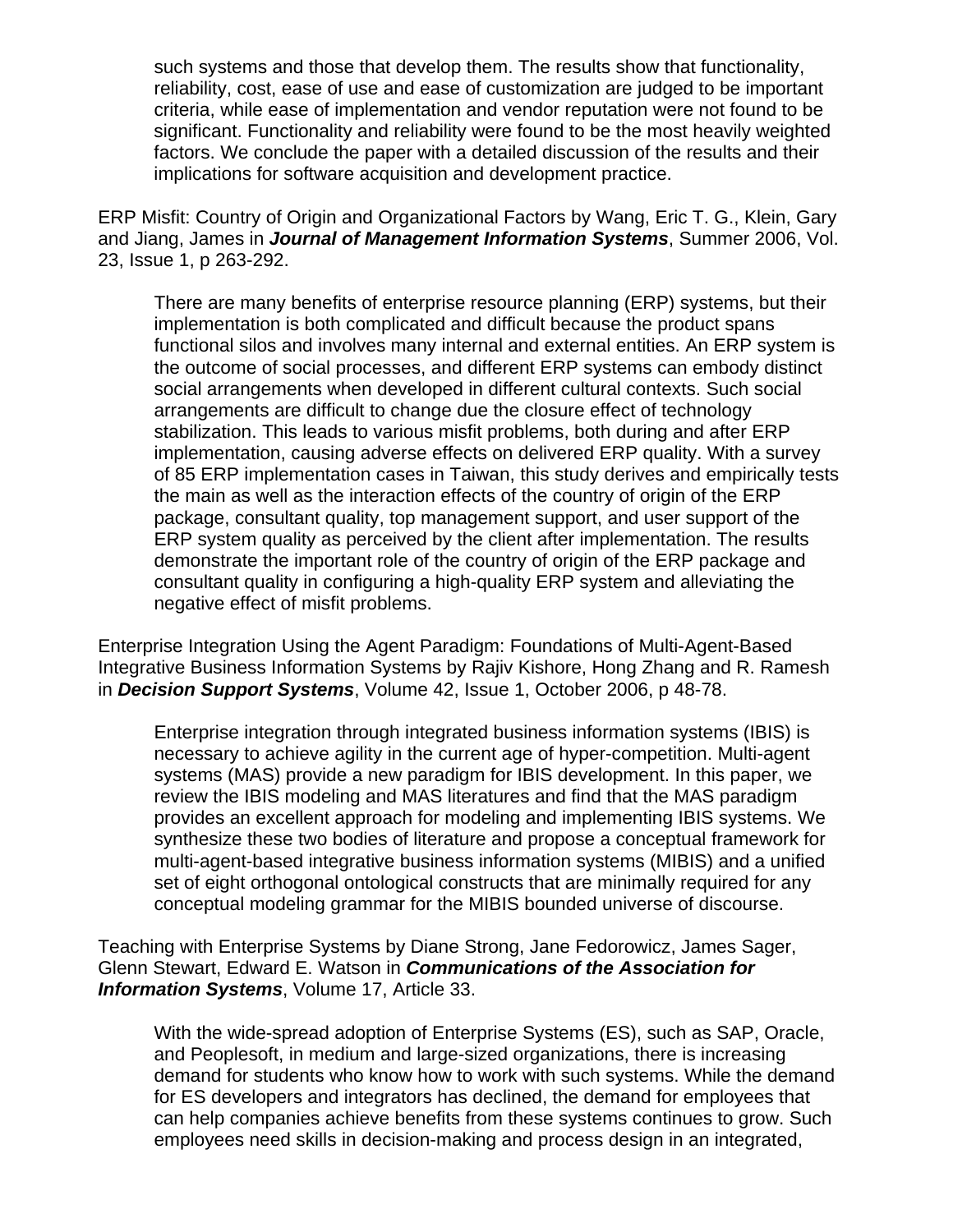such systems and those that develop them. The results show that functionality, reliability, cost, ease of use and ease of customization are judged to be important criteria, while ease of implementation and vendor reputation were not found to be significant. Functionality and reliability were found to be the most heavily weighted factors. We conclude the paper with a detailed discussion of the results and their implications for software acquisition and development practice.

ERP Misfit: Country of Origin and Organizational Factors by Wang, Eric T. G., Klein, Gary and Jiang, James in ***Journal of Management Information Systems***, Summer 2006, Vol. 23, Issue 1, p 263-292.

> There are many benefits of enterprise resource planning (ERP) systems, but their implementation is both complicated and difficult because the product spans functional silos and involves many internal and external entities. An ERP system is the outcome of social processes, and different ERP systems can embody distinct social arrangements when developed in different cultural contexts. Such social arrangements are difficult to change due the closure effect of technology stabilization. This leads to various misfit problems, both during and after ERP implementation, causing adverse effects on delivered ERP quality. With a survey of 85 ERP implementation cases in Taiwan, this study derives and empirically tests the main as well as the interaction effects of the country of origin of the ERP package, consultant quality, top management support, and user support of the ERP system quality as perceived by the client after implementation. The results demonstrate the important role of the country of origin of the ERP package and consultant quality in configuring a high-quality ERP system and alleviating the negative effect of misfit problems.

Enterprise Integration Using the Agent Paradigm: Foundations of Multi-Agent-Based Integrative Business Information Systems by Rajiv Kishore, Hong Zhang and R. Ramesh in ***Decision Support Systems***, Volume 42, Issue 1, October 2006, p 48-78.

> Enterprise integration through integrated business information systems (IBIS) is necessary to achieve agility in the current age of hyper-competition. Multi-agent systems (MAS) provide a new paradigm for IBIS development. In this paper, we review the IBIS modeling and MAS literatures and find that the MAS paradigm provides an excellent approach for modeling and implementing IBIS systems. We synthesize these two bodies of literature and propose a conceptual framework for multi-agent-based integrative business information systems (MIBIS) and a unified set of eight orthogonal ontological constructs that are minimally required for any conceptual modeling grammar for the MIBIS bounded universe of discourse.

Teaching with Enterprise Systems by Diane Strong, Jane Fedorowicz, James Sager, Glenn Stewart, Edward E. Watson in ***Communications of the Association for Information Systems***, Volume 17, Article 33.

> With the wide-spread adoption of Enterprise Systems (ES), such as SAP, Oracle, and Peoplesoft, in medium and large-sized organizations, there is increasing demand for students who know how to work with such systems. While the demand for ES developers and integrators has declined, the demand for employees that can help companies achieve benefits from these systems continues to grow. Such employees need skills in decision-making and process design in an integrated,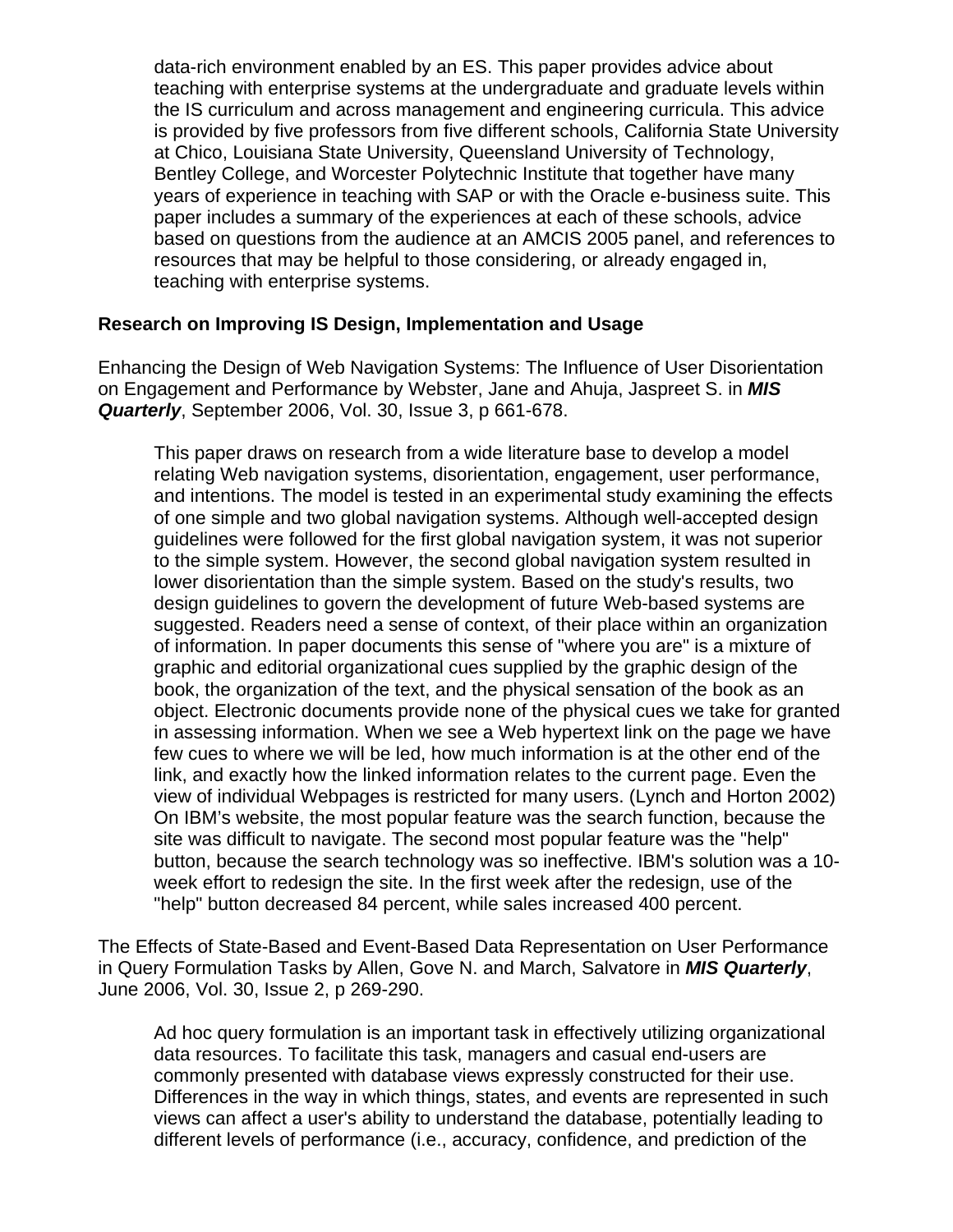data-rich environment enabled by an ES. This paper provides advice about teaching with enterprise systems at the undergraduate and graduate levels within the IS curriculum and across management and engineering curricula. This advice is provided by five professors from five different schools, California State University at Chico, Louisiana State University, Queensland University of Technology, Bentley College, and Worcester Polytechnic Institute that together have many years of experience in teaching with SAP or with the Oracle e-business suite. This paper includes a summary of the experiences at each of these schools, advice based on questions from the audience at an AMCIS 2005 panel, and references to resources that may be helpful to those considering, or already engaged in, teaching with enterprise systems.

**Research on Improving IS Design, Implementation and Usage**

Enhancing the Design of Web Navigation Systems: The Influence of User Disorientation on Engagement and Performance by Webster, Jane and Ahuja, Jaspreet S. in ***MIS Quarterly***, September 2006, Vol. 30, Issue 3, p 661-678.

> This paper draws on research from a wide literature base to develop a model relating Web navigation systems, disorientation, engagement, user performance, and intentions. The model is tested in an experimental study examining the effects of one simple and two global navigation systems. Although well-accepted design guidelines were followed for the first global navigation system, it was not superior to the simple system. However, the second global navigation system resulted in lower disorientation than the simple system. Based on the study's results, two design guidelines to govern the development of future Web-based systems are suggested. Readers need a sense of context, of their place within an organization of information. In paper documents this sense of "where you are" is a mixture of graphic and editorial organizational cues supplied by the graphic design of the book, the organization of the text, and the physical sensation of the book as an object. Electronic documents provide none of the physical cues we take for granted in assessing information. When we see a Web hypertext link on the page we have few cues to where we will be led, how much information is at the other end of the link, and exactly how the linked information relates to the current page. Even the view of individual Webpages is restricted for many users. (Lynch and Horton 2002) On IBM's website, the most popular feature was the search function, because the site was difficult to navigate. The second most popular feature was the "help" button, because the search technology was so ineffective. IBM's solution was a 10-week effort to redesign the site. In the first week after the redesign, use of the "help" button decreased 84 percent, while sales increased 400 percent.

The Effects of State-Based and Event-Based Data Representation on User Performance in Query Formulation Tasks by Allen, Gove N. and March, Salvatore in ***MIS Quarterly***, June 2006, Vol. 30, Issue 2, p 269-290.

> Ad hoc query formulation is an important task in effectively utilizing organizational data resources. To facilitate this task, managers and casual end-users are commonly presented with database views expressly constructed for their use. Differences in the way in which things, states, and events are represented in such views can affect a user's ability to understand the database, potentially leading to different levels of performance (i.e., accuracy, confidence, and prediction of the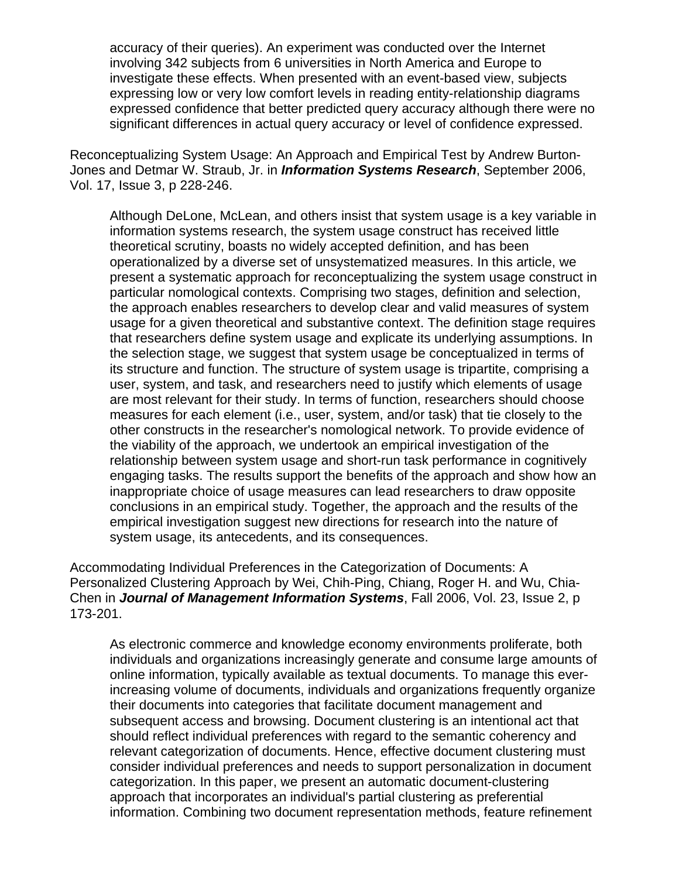accuracy of their queries). An experiment was conducted over the Internet involving 342 subjects from 6 universities in North America and Europe to investigate these effects. When presented with an event-based view, subjects expressing low or very low comfort levels in reading entity-relationship diagrams expressed confidence that better predicted query accuracy although there were no significant differences in actual query accuracy or level of confidence expressed.

Reconceptualizing System Usage: An Approach and Empirical Test by Andrew Burton-Jones and Detmar W. Straub, Jr. in ***Information Systems Research***, September 2006, Vol. 17, Issue 3, p 228-246.

> Although DeLone, McLean, and others insist that system usage is a key variable in information systems research, the system usage construct has received little theoretical scrutiny, boasts no widely accepted definition, and has been operationalized by a diverse set of unsystematized measures. In this article, we present a systematic approach for reconceptualizing the system usage construct in particular nomological contexts. Comprising two stages, definition and selection, the approach enables researchers to develop clear and valid measures of system usage for a given theoretical and substantive context. The definition stage requires that researchers define system usage and explicate its underlying assumptions. In the selection stage, we suggest that system usage be conceptualized in terms of its structure and function. The structure of system usage is tripartite, comprising a user, system, and task, and researchers need to justify which elements of usage are most relevant for their study. In terms of function, researchers should choose measures for each element (i.e., user, system, and/or task) that tie closely to the other constructs in the researcher's nomological network. To provide evidence of the viability of the approach, we undertook an empirical investigation of the relationship between system usage and short-run task performance in cognitively engaging tasks. The results support the benefits of the approach and show how an inappropriate choice of usage measures can lead researchers to draw opposite conclusions in an empirical study. Together, the approach and the results of the empirical investigation suggest new directions for research into the nature of system usage, its antecedents, and its consequences.

Accommodating Individual Preferences in the Categorization of Documents: A Personalized Clustering Approach by Wei, Chih-Ping, Chiang, Roger H. and Wu, Chia-Chen in ***Journal of Management Information Systems***, Fall 2006, Vol. 23, Issue 2, p 173-201.

> As electronic commerce and knowledge economy environments proliferate, both individuals and organizations increasingly generate and consume large amounts of online information, typically available as textual documents. To manage this ever-increasing volume of documents, individuals and organizations frequently organize their documents into categories that facilitate document management and subsequent access and browsing. Document clustering is an intentional act that should reflect individual preferences with regard to the semantic coherency and relevant categorization of documents. Hence, effective document clustering must consider individual preferences and needs to support personalization in document categorization. In this paper, we present an automatic document-clustering approach that incorporates an individual's partial clustering as preferential information. Combining two document representation methods, feature refinement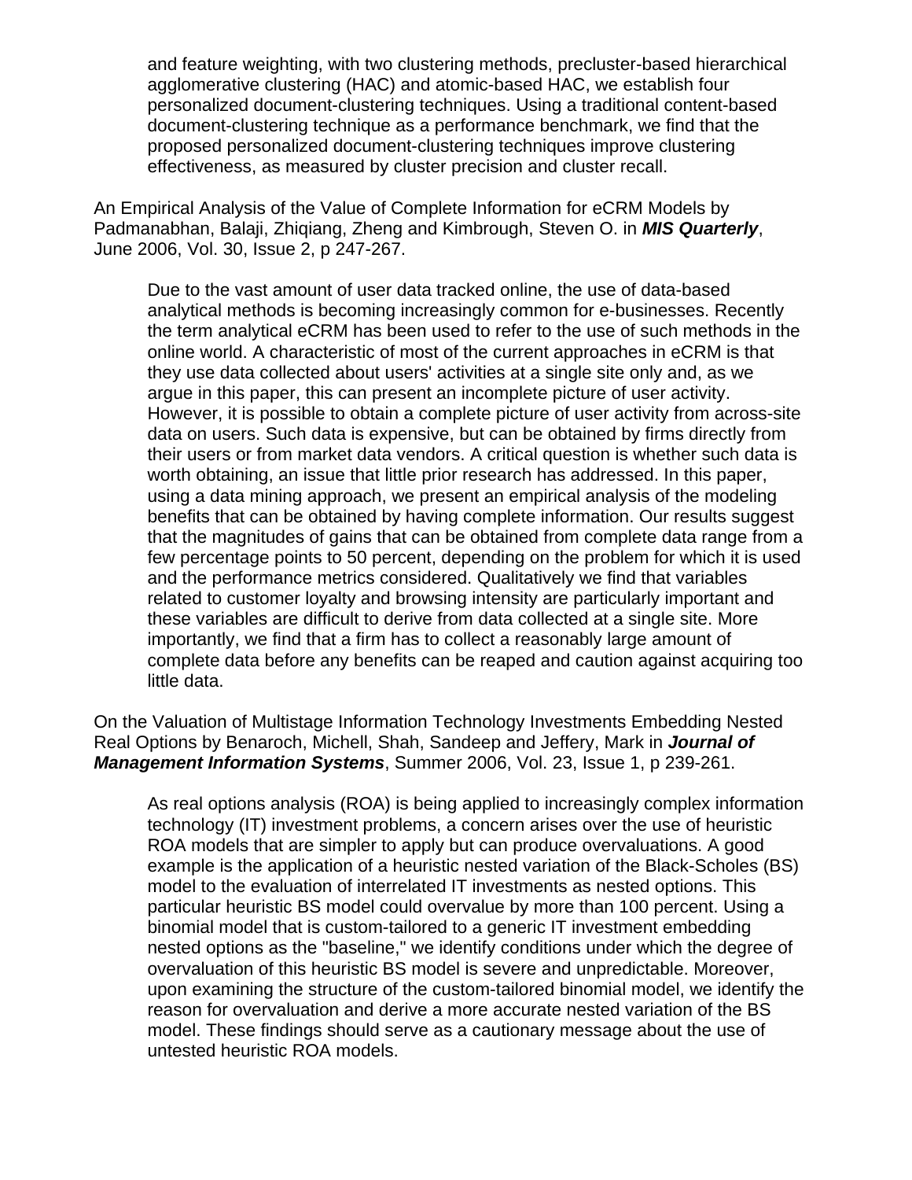and feature weighting, with two clustering methods, precluster-based hierarchical agglomerative clustering (HAC) and atomic-based HAC, we establish four personalized document-clustering techniques. Using a traditional content-based document-clustering technique as a performance benchmark, we find that the proposed personalized document-clustering techniques improve clustering effectiveness, as measured by cluster precision and cluster recall.

An Empirical Analysis of the Value of Complete Information for eCRM Models by Padmanabhan, Balaji, Zhiqiang, Zheng and Kimbrough, Steven O. in ***MIS Quarterly***, June 2006, Vol. 30, Issue 2, p 247-267.

> Due to the vast amount of user data tracked online, the use of data-based analytical methods is becoming increasingly common for e-businesses. Recently the term analytical eCRM has been used to refer to the use of such methods in the online world. A characteristic of most of the current approaches in eCRM is that they use data collected about users' activities at a single site only and, as we argue in this paper, this can present an incomplete picture of user activity. However, it is possible to obtain a complete picture of user activity from across-site data on users. Such data is expensive, but can be obtained by firms directly from their users or from market data vendors. A critical question is whether such data is worth obtaining, an issue that little prior research has addressed. In this paper, using a data mining approach, we present an empirical analysis of the modeling benefits that can be obtained by having complete information. Our results suggest that the magnitudes of gains that can be obtained from complete data range from a few percentage points to 50 percent, depending on the problem for which it is used and the performance metrics considered. Qualitatively we find that variables related to customer loyalty and browsing intensity are particularly important and these variables are difficult to derive from data collected at a single site. More importantly, we find that a firm has to collect a reasonably large amount of complete data before any benefits can be reaped and caution against acquiring too little data.

On the Valuation of Multistage Information Technology Investments Embedding Nested Real Options by Benaroch, Michell, Shah, Sandeep and Jeffery, Mark in ***Journal of Management Information Systems***, Summer 2006, Vol. 23, Issue 1, p 239-261.

> As real options analysis (ROA) is being applied to increasingly complex information technology (IT) investment problems, a concern arises over the use of heuristic ROA models that are simpler to apply but can produce overvaluations. A good example is the application of a heuristic nested variation of the Black-Scholes (BS) model to the evaluation of interrelated IT investments as nested options. This particular heuristic BS model could overvalue by more than 100 percent. Using a binomial model that is custom-tailored to a generic IT investment embedding nested options as the "baseline," we identify conditions under which the degree of overvaluation of this heuristic BS model is severe and unpredictable. Moreover, upon examining the structure of the custom-tailored binomial model, we identify the reason for overvaluation and derive a more accurate nested variation of the BS model. These findings should serve as a cautionary message about the use of untested heuristic ROA models.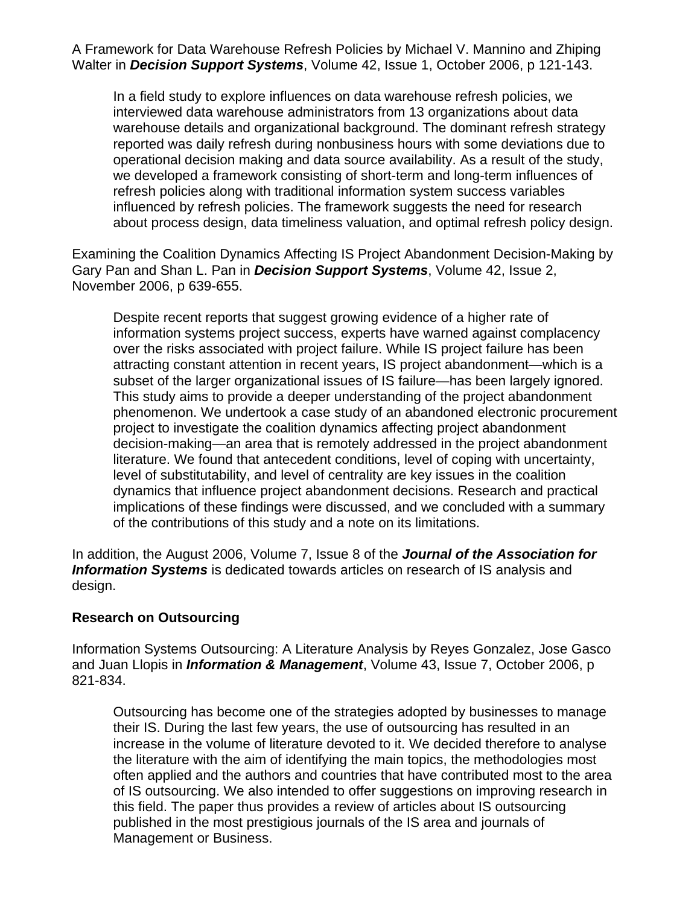A Framework for Data Warehouse Refresh Policies by Michael V. Mannino and Zhiping Walter in ***Decision Support Systems***, Volume 42, Issue 1, October 2006, p 121-143.

> In a field study to explore influences on data warehouse refresh policies, we interviewed data warehouse administrators from 13 organizations about data warehouse details and organizational background. The dominant refresh strategy reported was daily refresh during nonbusiness hours with some deviations due to operational decision making and data source availability. As a result of the study, we developed a framework consisting of short-term and long-term influences of refresh policies along with traditional information system success variables influenced by refresh policies. The framework suggests the need for research about process design, data timeliness valuation, and optimal refresh policy design.

Examining the Coalition Dynamics Affecting IS Project Abandonment Decision-Making by Gary Pan and Shan L. Pan in ***Decision Support Systems***, Volume 42, Issue 2, November 2006, p 639-655.

> Despite recent reports that suggest growing evidence of a higher rate of information systems project success, experts have warned against complacency over the risks associated with project failure. While IS project failure has been attracting constant attention in recent years, IS project abandonment—which is a subset of the larger organizational issues of IS failure—has been largely ignored. This study aims to provide a deeper understanding of the project abandonment phenomenon. We undertook a case study of an abandoned electronic procurement project to investigate the coalition dynamics affecting project abandonment decision-making—an area that is remotely addressed in the project abandonment literature. We found that antecedent conditions, level of coping with uncertainty, level of substitutability, and level of centrality are key issues in the coalition dynamics that influence project abandonment decisions. Research and practical implications of these findings were discussed, and we concluded with a summary of the contributions of this study and a note on its limitations.

In addition, the August 2006, Volume 7, Issue 8 of the ***Journal of the Association for Information Systems*** is dedicated towards articles on research of IS analysis and design.

**Research on Outsourcing**

Information Systems Outsourcing: A Literature Analysis by Reyes Gonzalez, Jose Gasco and Juan Llopis in ***Information & Management***, Volume 43, Issue 7, October 2006, p 821-834.

> Outsourcing has become one of the strategies adopted by businesses to manage their IS. During the last few years, the use of outsourcing has resulted in an increase in the volume of literature devoted to it. We decided therefore to analyse the literature with the aim of identifying the main topics, the methodologies most often applied and the authors and countries that have contributed most to the area of IS outsourcing. We also intended to offer suggestions on improving research in this field. The paper thus provides a review of articles about IS outsourcing published in the most prestigious journals of the IS area and journals of Management or Business.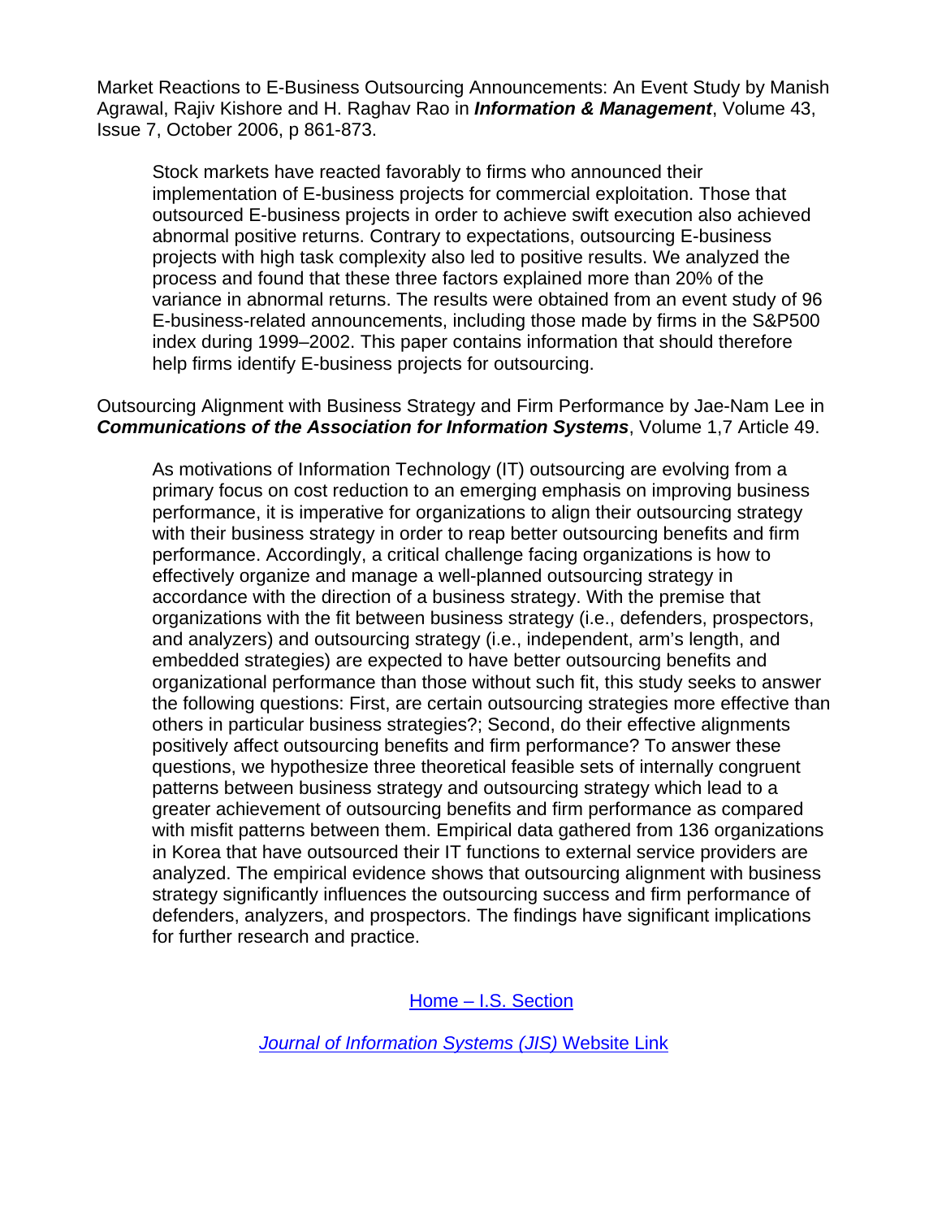Market Reactions to E-Business Outsourcing Announcements: An Event Study by Manish Agrawal, Rajiv Kishore and H. Raghav Rao in ***Information & Management***, Volume 43, Issue 7, October 2006, p 861-873.

> Stock markets have reacted favorably to firms who announced their implementation of E-business projects for commercial exploitation. Those that outsourced E-business projects in order to achieve swift execution also achieved abnormal positive returns. Contrary to expectations, outsourcing E-business projects with high task complexity also led to positive results. We analyzed the process and found that these three factors explained more than 20% of the variance in abnormal returns. The results were obtained from an event study of 96 E-business-related announcements, including those made by firms in the S&P500 index during 1999–2002. This paper contains information that should therefore help firms identify E-business projects for outsourcing.

Outsourcing Alignment with Business Strategy and Firm Performance by Jae-Nam Lee in ***Communications of the Association for Information Systems***, Volume 1,7 Article 49.

> As motivations of Information Technology (IT) outsourcing are evolving from a primary focus on cost reduction to an emerging emphasis on improving business performance, it is imperative for organizations to align their outsourcing strategy with their business strategy in order to reap better outsourcing benefits and firm performance. Accordingly, a critical challenge facing organizations is how to effectively organize and manage a well-planned outsourcing strategy in accordance with the direction of a business strategy. With the premise that organizations with the fit between business strategy (i.e., defenders, prospectors, and analyzers) and outsourcing strategy (i.e., independent, arm's length, and embedded strategies) are expected to have better outsourcing benefits and organizational performance than those without such fit, this study seeks to answer the following questions: First, are certain outsourcing strategies more effective than others in particular business strategies?; Second, do their effective alignments positively affect outsourcing benefits and firm performance? To answer these questions, we hypothesize three theoretical feasible sets of internally congruent patterns between business strategy and outsourcing strategy which lead to a greater achievement of outsourcing benefits and firm performance as compared with misfit patterns between them. Empirical data gathered from 136 organizations in Korea that have outsourced their IT functions to external service providers are analyzed. The empirical evidence shows that outsourcing alignment with business strategy significantly influences the outsourcing success and firm performance of defenders, analyzers, and prospectors. The findings have significant implications for further research and practice.

Home – I.S. Section

*Journal of Information Systems (JIS)* Website Link